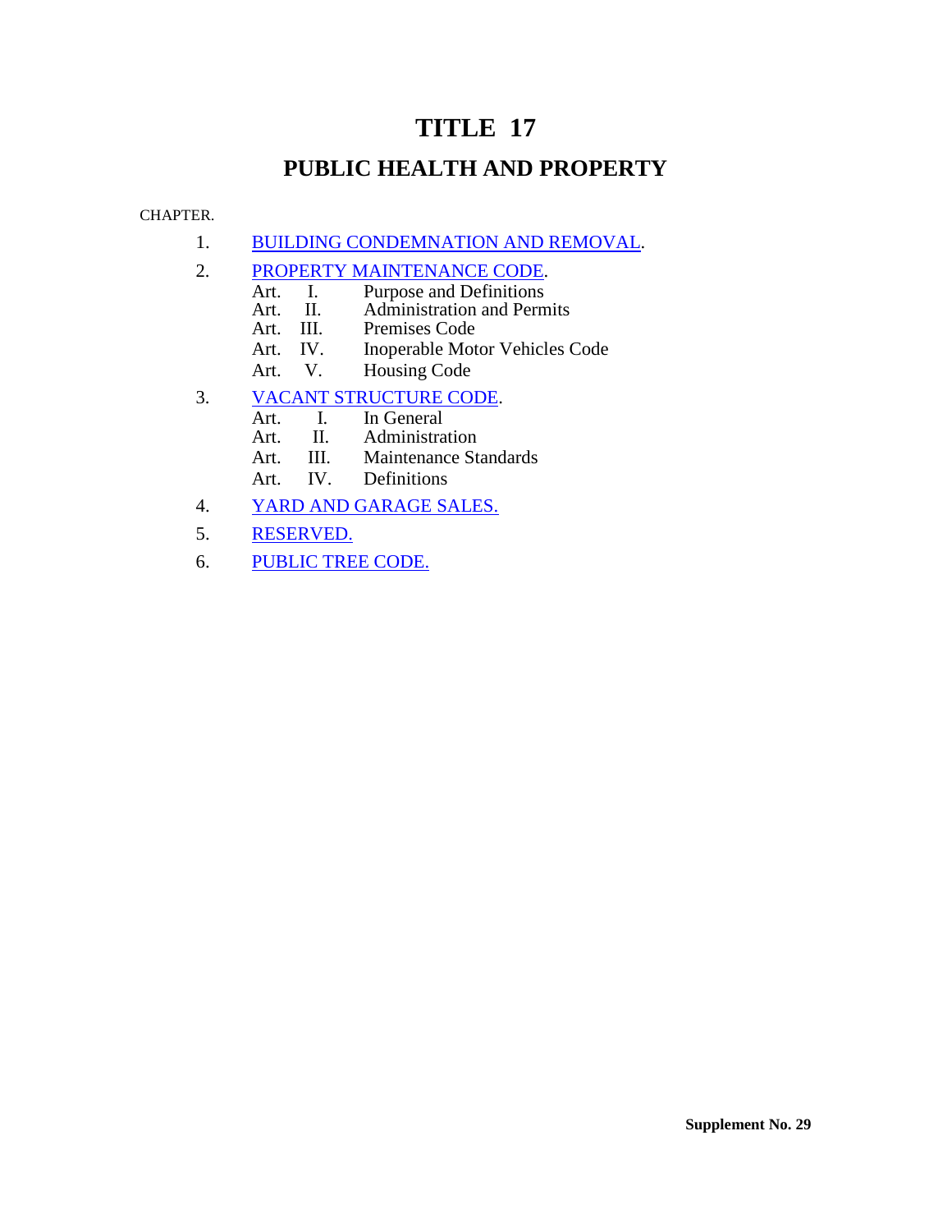# TITLE 17

## PUBLIC HEALTH AND PROPERTY

CHAPTER.

1. BUILDING CONDEMNATION AND REMOVAL.

2. PROPERTY MAINTENANCE CODE.
   - Art. I. Purpose and Definitions
   - Art. II. Administration and Permits
   - Art. III. Premises Code
   - Art. IV. Inoperable Motor Vehicles Code
   - Art. V. Housing Code

3. VACANT STRUCTURE CODE.
   - Art. I. In General
   - Art. II. Administration
   - Art. III. Maintenance Standards
   - Art. IV. Definitions

4. YARD AND GARAGE SALES.

5. RESERVED.

6. PUBLIC TREE CODE.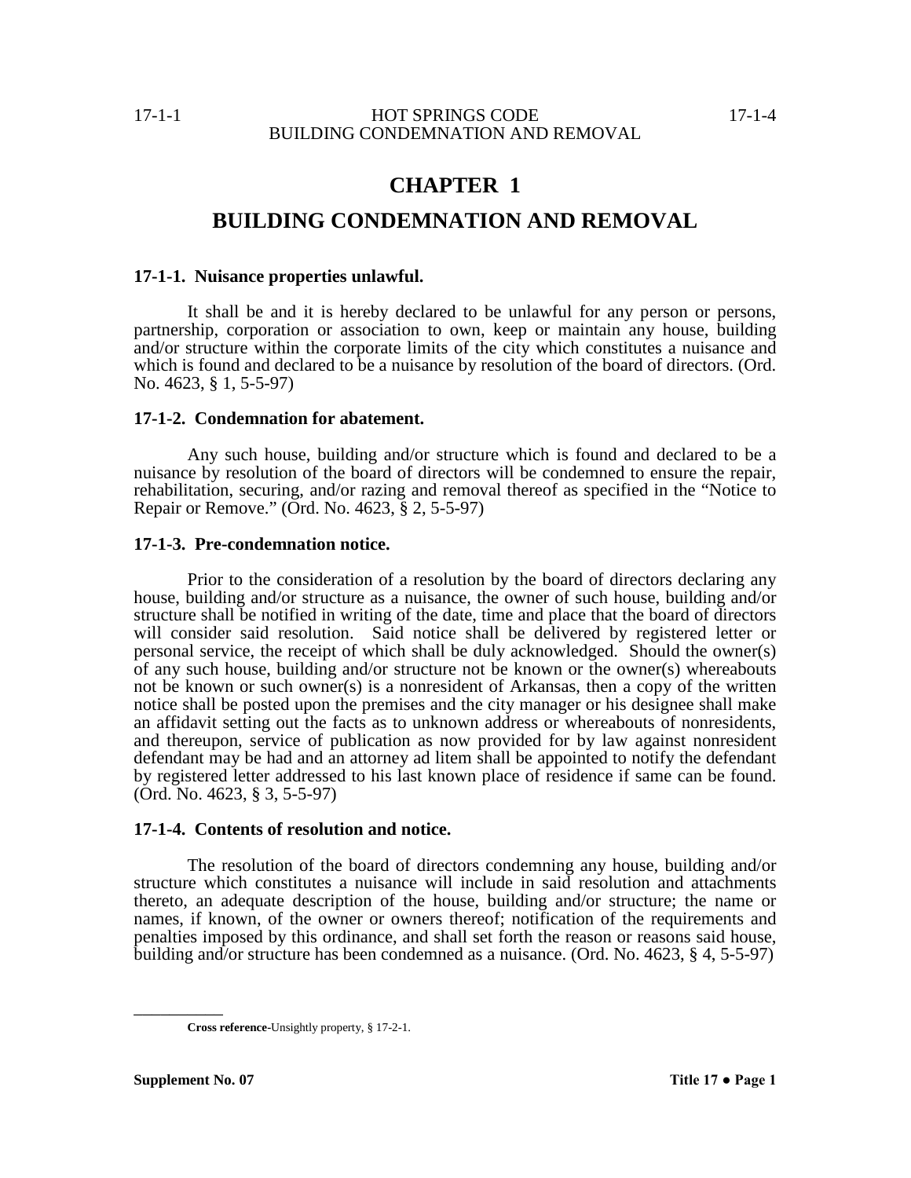# CHAPTER 1

# BUILDING CONDEMNATION AND REMOVAL

### 17-1-1. Nuisance properties unlawful.

It shall be and it is hereby declared to be unlawful for any person or persons, partnership, corporation or association to own, keep or maintain any house, building and/or structure within the corporate limits of the city which constitutes a nuisance and which is found and declared to be a nuisance by resolution of the board of directors. (Ord. No. 4623, § 1, 5-5-97)

### 17-1-2. Condemnation for abatement.

Any such house, building and/or structure which is found and declared to be a nuisance by resolution of the board of directors will be condemned to ensure the repair, rehabilitation, securing, and/or razing and removal thereof as specified in the "Notice to Repair or Remove." (Ord. No. 4623, § 2, 5-5-97)

### 17-1-3. Pre-condemnation notice.

Prior to the consideration of a resolution by the board of directors declaring any house, building and/or structure as a nuisance, the owner of such house, building and/or structure shall be notified in writing of the date, time and place that the board of directors will consider said resolution. Said notice shall be delivered by registered letter or personal service, the receipt of which shall be duly acknowledged. Should the owner(s) of any such house, building and/or structure not be known or the owner(s) whereabouts not be known or such owner(s) is a nonresident of Arkansas, then a copy of the written notice shall be posted upon the premises and the city manager or his designee shall make an affidavit setting out the facts as to unknown address or whereabouts of nonresidents, and thereupon, service of publication as now provided for by law against nonresident defendant may be had and an attorney ad litem shall be appointed to notify the defendant by registered letter addressed to his last known place of residence if same can be found. (Ord. No. 4623, § 3, 5-5-97)

### 17-1-4. Contents of resolution and notice.

The resolution of the board of directors condemning any house, building and/or structure which constitutes a nuisance will include in said resolution and attachments thereto, an adequate description of the house, building and/or structure; the name or names, if known, of the owner or owners thereof; notification of the requirements and penalties imposed by this ordinance, and shall set forth the reason or reasons said house, building and/or structure has been condemned as a nuisance. (Ord. No. 4623, § 4, 5-5-97)

---

**Cross reference**-Unsightly property, § 17-2-1.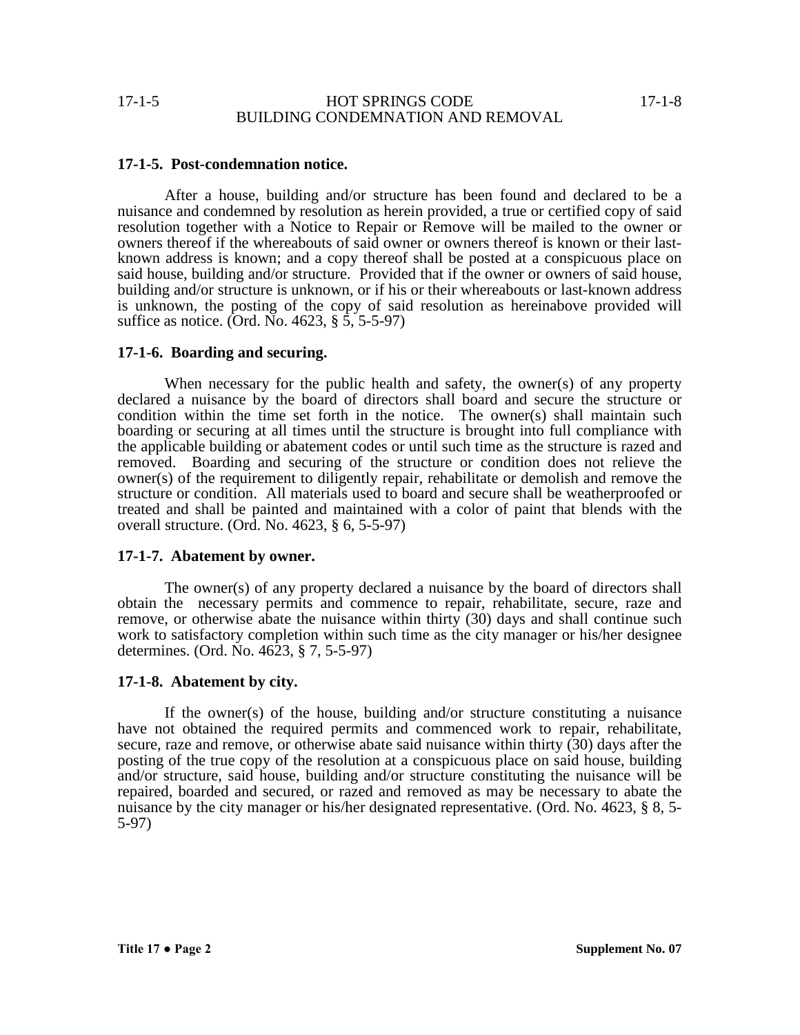### 17-1-5. Post-condemnation notice.

After a house, building and/or structure has been found and declared to be a nuisance and condemned by resolution as herein provided, a true or certified copy of said resolution together with a Notice to Repair or Remove will be mailed to the owner or owners thereof if the whereabouts of said owner or owners thereof is known or their last-known address is known; and a copy thereof shall be posted at a conspicuous place on said house, building and/or structure. Provided that if the owner or owners of said house, building and/or structure is unknown, or if his or their whereabouts or last-known address is unknown, the posting of the copy of said resolution as hereinabove provided will suffice as notice. (Ord. No. 4623, § 5, 5-5-97)

### 17-1-6. Boarding and securing.

When necessary for the public health and safety, the owner(s) of any property declared a nuisance by the board of directors shall board and secure the structure or condition within the time set forth in the notice. The owner(s) shall maintain such boarding or securing at all times until the structure is brought into full compliance with the applicable building or abatement codes or until such time as the structure is razed and removed. Boarding and securing of the structure or condition does not relieve the owner(s) of the requirement to diligently repair, rehabilitate or demolish and remove the structure or condition. All materials used to board and secure shall be weatherproofed or treated and shall be painted and maintained with a color of paint that blends with the overall structure. (Ord. No. 4623, § 6, 5-5-97)

### 17-1-7. Abatement by owner.

The owner(s) of any property declared a nuisance by the board of directors shall obtain the necessary permits and commence to repair, rehabilitate, secure, raze and remove, or otherwise abate the nuisance within thirty (30) days and shall continue such work to satisfactory completion within such time as the city manager or his/her designee determines. (Ord. No. 4623, § 7, 5-5-97)

### 17-1-8. Abatement by city.

If the owner(s) of the house, building and/or structure constituting a nuisance have not obtained the required permits and commenced work to repair, rehabilitate, secure, raze and remove, or otherwise abate said nuisance within thirty (30) days after the posting of the true copy of the resolution at a conspicuous place on said house, building and/or structure, said house, building and/or structure constituting the nuisance will be repaired, boarded and secured, or razed and removed as may be necessary to abate the nuisance by the city manager or his/her designated representative. (Ord. No. 4623, § 8, 5-5-97)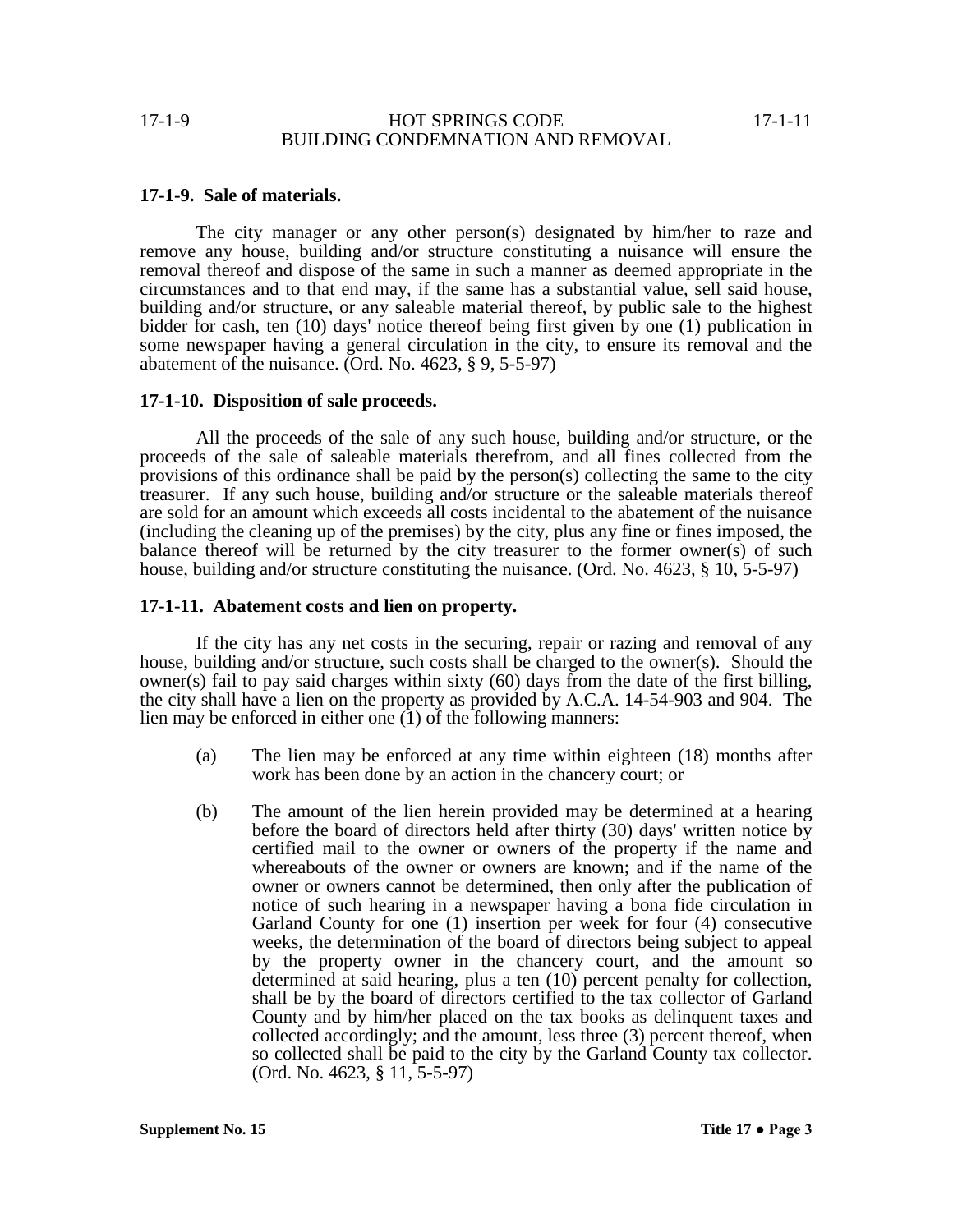### 17-1-9. Sale of materials.

The city manager or any other person(s) designated by him/her to raze and remove any house, building and/or structure constituting a nuisance will ensure the removal thereof and dispose of the same in such a manner as deemed appropriate in the circumstances and to that end may, if the same has a substantial value, sell said house, building and/or structure, or any saleable material thereof, by public sale to the highest bidder for cash, ten (10) days' notice thereof being first given by one (1) publication in some newspaper having a general circulation in the city, to ensure its removal and the abatement of the nuisance. (Ord. No. 4623, § 9, 5-5-97)

### 17-1-10. Disposition of sale proceeds.

All the proceeds of the sale of any such house, building and/or structure, or the proceeds of the sale of saleable materials therefrom, and all fines collected from the provisions of this ordinance shall be paid by the person(s) collecting the same to the city treasurer. If any such house, building and/or structure or the saleable materials thereof are sold for an amount which exceeds all costs incidental to the abatement of the nuisance (including the cleaning up of the premises) by the city, plus any fine or fines imposed, the balance thereof will be returned by the city treasurer to the former owner(s) of such house, building and/or structure constituting the nuisance. (Ord. No. 4623, § 10, 5-5-97)

### 17-1-11. Abatement costs and lien on property.

If the city has any net costs in the securing, repair or razing and removal of any house, building and/or structure, such costs shall be charged to the owner(s). Should the owner(s) fail to pay said charges within sixty (60) days from the date of the first billing, the city shall have a lien on the property as provided by A.C.A. 14-54-903 and 904. The lien may be enforced in either one (1) of the following manners:

(a) The lien may be enforced at any time within eighteen (18) months after work has been done by an action in the chancery court; or

(b) The amount of the lien herein provided may be determined at a hearing before the board of directors held after thirty (30) days' written notice by certified mail to the owner or owners of the property if the name and whereabouts of the owner or owners are known; and if the name of the owner or owners cannot be determined, then only after the publication of notice of such hearing in a newspaper having a bona fide circulation in Garland County for one (1) insertion per week for four (4) consecutive weeks, the determination of the board of directors being subject to appeal by the property owner in the chancery court, and the amount so determined at said hearing, plus a ten (10) percent penalty for collection, shall be by the board of directors certified to the tax collector of Garland County and by him/her placed on the tax books as delinquent taxes and collected accordingly; and the amount, less three (3) percent thereof, when so collected shall be paid to the city by the Garland County tax collector. (Ord. No. 4623, § 11, 5-5-97)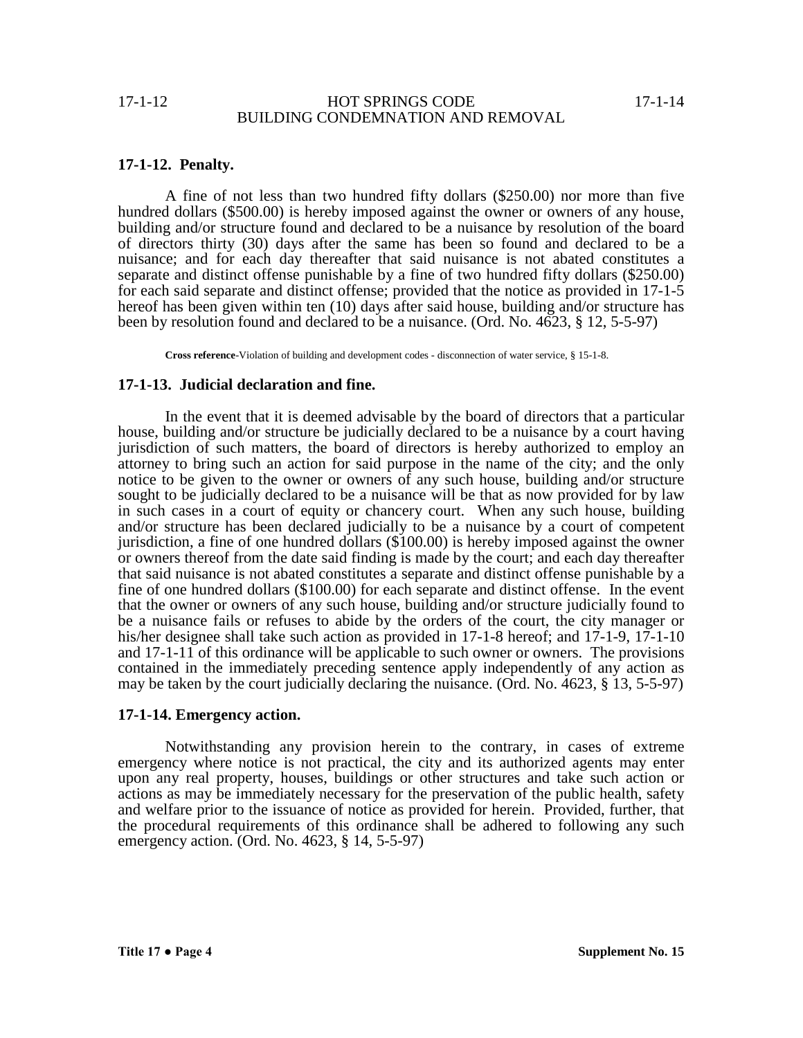### 17-1-12. Penalty.

A fine of not less than two hundred fifty dollars ($250.00) nor more than five hundred dollars ($500.00) is hereby imposed against the owner or owners of any house, building and/or structure found and declared to be a nuisance by resolution of the board of directors thirty (30) days after the same has been so found and declared to be a nuisance; and for each day thereafter that said nuisance is not abated constitutes a separate and distinct offense punishable by a fine of two hundred fifty dollars ($250.00) for each said separate and distinct offense; provided that the notice as provided in 17-1-5 hereof has been given within ten (10) days after said house, building and/or structure has been by resolution found and declared to be a nuisance. (Ord. No. 4623, § 12, 5-5-97)

**Cross reference**-Violation of building and development codes - disconnection of water service, § 15-1-8.

### 17-1-13. Judicial declaration and fine.

In the event that it is deemed advisable by the board of directors that a particular house, building and/or structure be judicially declared to be a nuisance by a court having jurisdiction of such matters, the board of directors is hereby authorized to employ an attorney to bring such an action for said purpose in the name of the city; and the only notice to be given to the owner or owners of any such house, building and/or structure sought to be judicially declared to be a nuisance will be that as now provided for by law in such cases in a court of equity or chancery court. When any such house, building and/or structure has been declared judicially to be a nuisance by a court of competent jurisdiction, a fine of one hundred dollars ($100.00) is hereby imposed against the owner or owners thereof from the date said finding is made by the court; and each day thereafter that said nuisance is not abated constitutes a separate and distinct offense punishable by a fine of one hundred dollars ($100.00) for each separate and distinct offense. In the event that the owner or owners of any such house, building and/or structure judicially found to be a nuisance fails or refuses to abide by the orders of the court, the city manager or his/her designee shall take such action as provided in 17-1-8 hereof; and 17-1-9, 17-1-10 and 17-1-11 of this ordinance will be applicable to such owner or owners. The provisions contained in the immediately preceding sentence apply independently of any action as may be taken by the court judicially declaring the nuisance. (Ord. No. 4623, § 13, 5-5-97)

### 17-1-14. Emergency action.

Notwithstanding any provision herein to the contrary, in cases of extreme emergency where notice is not practical, the city and its authorized agents may enter upon any real property, houses, buildings or other structures and take such action or actions as may be immediately necessary for the preservation of the public health, safety and welfare prior to the issuance of notice as provided for herein. Provided, further, that the procedural requirements of this ordinance shall be adhered to following any such emergency action. (Ord. No. 4623, § 14, 5-5-97)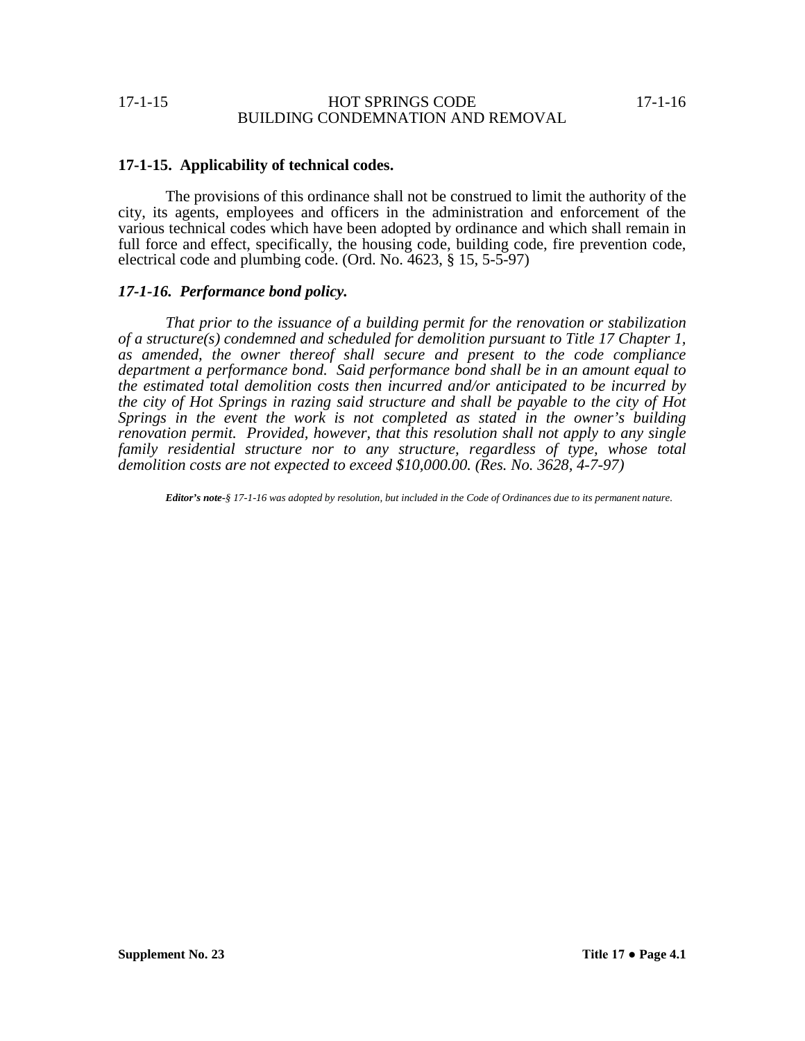### 17-1-15. Applicability of technical codes.

The provisions of this ordinance shall not be construed to limit the authority of the city, its agents, employees and officers in the administration and enforcement of the various technical codes which have been adopted by ordinance and which shall remain in full force and effect, specifically, the housing code, building code, fire prevention code, electrical code and plumbing code. (Ord. No. 4623, § 15, 5-5-97)

### *17-1-16. Performance bond policy.*

*That prior to the issuance of a building permit for the renovation or stabilization of a structure(s) condemned and scheduled for demolition pursuant to Title 17 Chapter 1, as amended, the owner thereof shall secure and present to the code compliance department a performance bond. Said performance bond shall be in an amount equal to the estimated total demolition costs then incurred and/or anticipated to be incurred by the city of Hot Springs in razing said structure and shall be payable to the city of Hot Springs in the event the work is not completed as stated in the owner's building renovation permit. Provided, however, that this resolution shall not apply to any single family residential structure nor to any structure, regardless of type, whose total demolition costs are not expected to exceed $10,000.00. (Res. No. 3628, 4-7-97)*

***Editor's note-*** *§ 17-1-16 was adopted by resolution, but included in the Code of Ordinances due to its permanent nature.*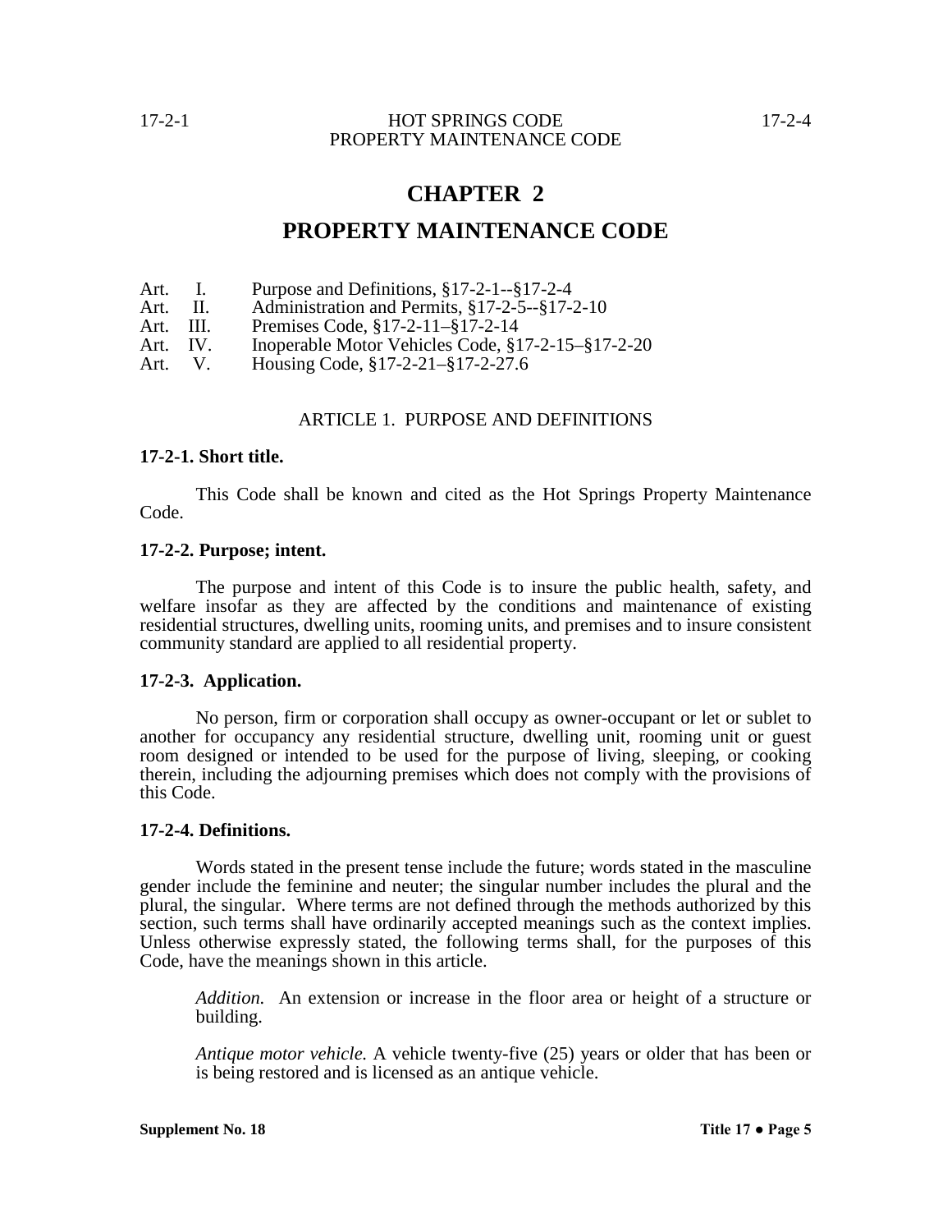# CHAPTER 2

# PROPERTY MAINTENANCE CODE

Art. I. Purpose and Definitions, §17-2-1--§17-2-4
Art. II. Administration and Permits, §17-2-5--§17-2-10
Art. III. Premises Code, §17-2-11–§17-2-14
Art. IV. Inoperable Motor Vehicles Code, §17-2-15–§17-2-20
Art. V. Housing Code, §17-2-21–§17-2-27.6

## ARTICLE 1. PURPOSE AND DEFINITIONS

**17-2-1. Short title.**

This Code shall be known and cited as the Hot Springs Property Maintenance Code.

**17-2-2. Purpose; intent.**

The purpose and intent of this Code is to insure the public health, safety, and welfare insofar as they are affected by the conditions and maintenance of existing residential structures, dwelling units, rooming units, and premises and to insure consistent community standard are applied to all residential property.

**17-2-3. Application.**

No person, firm or corporation shall occupy as owner-occupant or let or sublet to another for occupancy any residential structure, dwelling unit, rooming unit or guest room designed or intended to be used for the purpose of living, sleeping, or cooking therein, including the adjourning premises which does not comply with the provisions of this Code.

**17-2-4. Definitions.**

Words stated in the present tense include the future; words stated in the masculine gender include the feminine and neuter; the singular number includes the plural and the plural, the singular. Where terms are not defined through the methods authorized by this section, such terms shall have ordinarily accepted meanings such as the context implies. Unless otherwise expressly stated, the following terms shall, for the purposes of this Code, have the meanings shown in this article.

*Addition.* An extension or increase in the floor area or height of a structure or building.

*Antique motor vehicle.* A vehicle twenty-five (25) years or older that has been or is being restored and is licensed as an antique vehicle.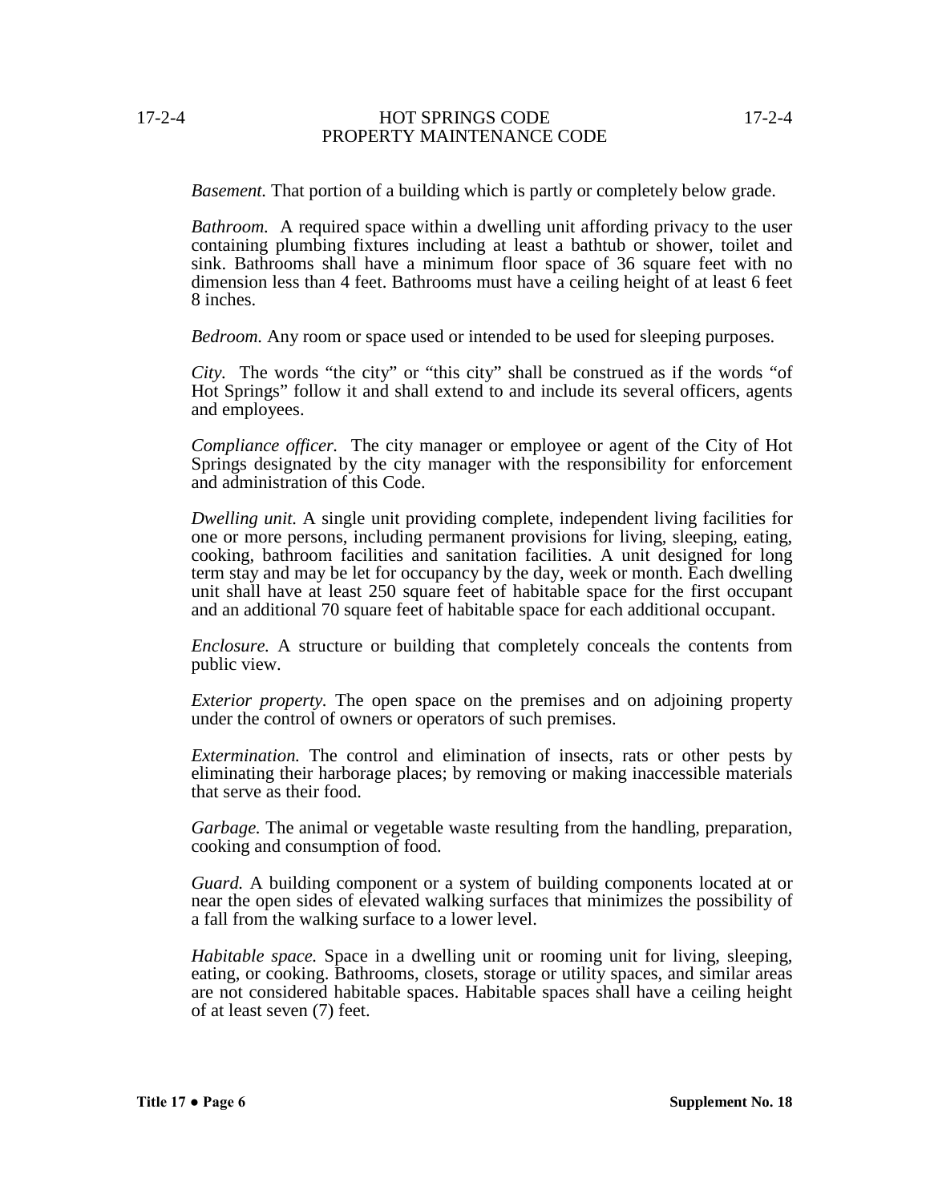*Basement.* That portion of a building which is partly or completely below grade.

*Bathroom.* A required space within a dwelling unit affording privacy to the user containing plumbing fixtures including at least a bathtub or shower, toilet and sink. Bathrooms shall have a minimum floor space of 36 square feet with no dimension less than 4 feet. Bathrooms must have a ceiling height of at least 6 feet 8 inches.

*Bedroom.* Any room or space used or intended to be used for sleeping purposes.

*City.* The words "the city" or "this city" shall be construed as if the words "of Hot Springs" follow it and shall extend to and include its several officers, agents and employees.

*Compliance officer.* The city manager or employee or agent of the City of Hot Springs designated by the city manager with the responsibility for enforcement and administration of this Code.

*Dwelling unit.* A single unit providing complete, independent living facilities for one or more persons, including permanent provisions for living, sleeping, eating, cooking, bathroom facilities and sanitation facilities. A unit designed for long term stay and may be let for occupancy by the day, week or month. Each dwelling unit shall have at least 250 square feet of habitable space for the first occupant and an additional 70 square feet of habitable space for each additional occupant.

*Enclosure.* A structure or building that completely conceals the contents from public view.

*Exterior property.* The open space on the premises and on adjoining property under the control of owners or operators of such premises.

*Extermination.* The control and elimination of insects, rats or other pests by eliminating their harborage places; by removing or making inaccessible materials that serve as their food.

*Garbage.* The animal or vegetable waste resulting from the handling, preparation, cooking and consumption of food.

*Guard.* A building component or a system of building components located at or near the open sides of elevated walking surfaces that minimizes the possibility of a fall from the walking surface to a lower level.

*Habitable space.* Space in a dwelling unit or rooming unit for living, sleeping, eating, or cooking. Bathrooms, closets, storage or utility spaces, and similar areas are not considered habitable spaces. Habitable spaces shall have a ceiling height of at least seven (7) feet.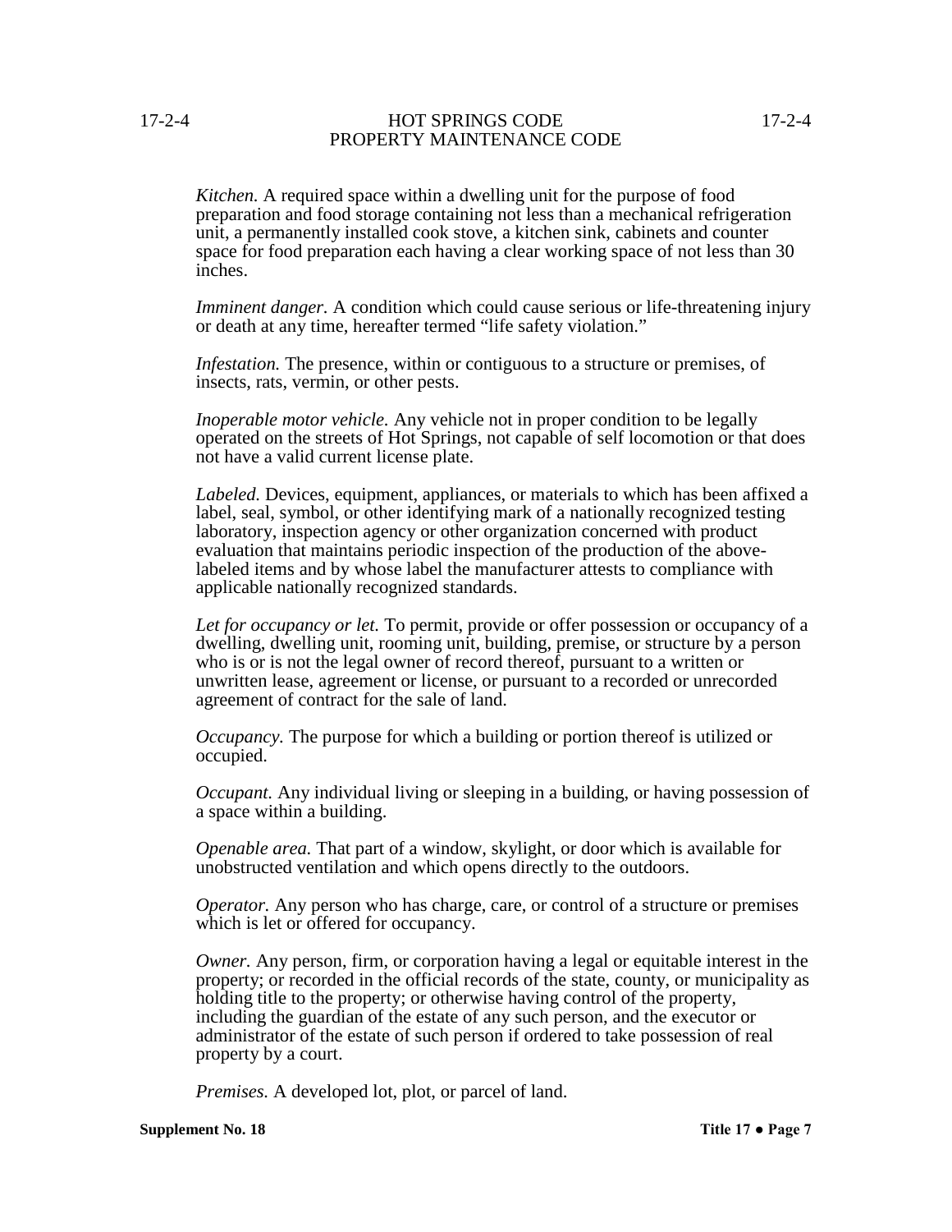*Kitchen.* A required space within a dwelling unit for the purpose of food preparation and food storage containing not less than a mechanical refrigeration unit, a permanently installed cook stove, a kitchen sink, cabinets and counter space for food preparation each having a clear working space of not less than 30 inches.

*Imminent danger.* A condition which could cause serious or life-threatening injury or death at any time, hereafter termed "life safety violation."

*Infestation.* The presence, within or contiguous to a structure or premises, of insects, rats, vermin, or other pests.

*Inoperable motor vehicle.* Any vehicle not in proper condition to be legally operated on the streets of Hot Springs, not capable of self locomotion or that does not have a valid current license plate.

*Labeled.* Devices, equipment, appliances, or materials to which has been affixed a label, seal, symbol, or other identifying mark of a nationally recognized testing laboratory, inspection agency or other organization concerned with product evaluation that maintains periodic inspection of the production of the above-labeled items and by whose label the manufacturer attests to compliance with applicable nationally recognized standards.

*Let for occupancy or let.* To permit, provide or offer possession or occupancy of a dwelling, dwelling unit, rooming unit, building, premise, or structure by a person who is or is not the legal owner of record thereof, pursuant to a written or unwritten lease, agreement or license, or pursuant to a recorded or unrecorded agreement of contract for the sale of land.

*Occupancy.* The purpose for which a building or portion thereof is utilized or occupied.

*Occupant.* Any individual living or sleeping in a building, or having possession of a space within a building.

*Openable area.* That part of a window, skylight, or door which is available for unobstructed ventilation and which opens directly to the outdoors.

*Operator.* Any person who has charge, care, or control of a structure or premises which is let or offered for occupancy.

*Owner.* Any person, firm, or corporation having a legal or equitable interest in the property; or recorded in the official records of the state, county, or municipality as holding title to the property; or otherwise having control of the property, including the guardian of the estate of any such person, and the executor or administrator of the estate of such person if ordered to take possession of real property by a court.

*Premises.* A developed lot, plot, or parcel of land.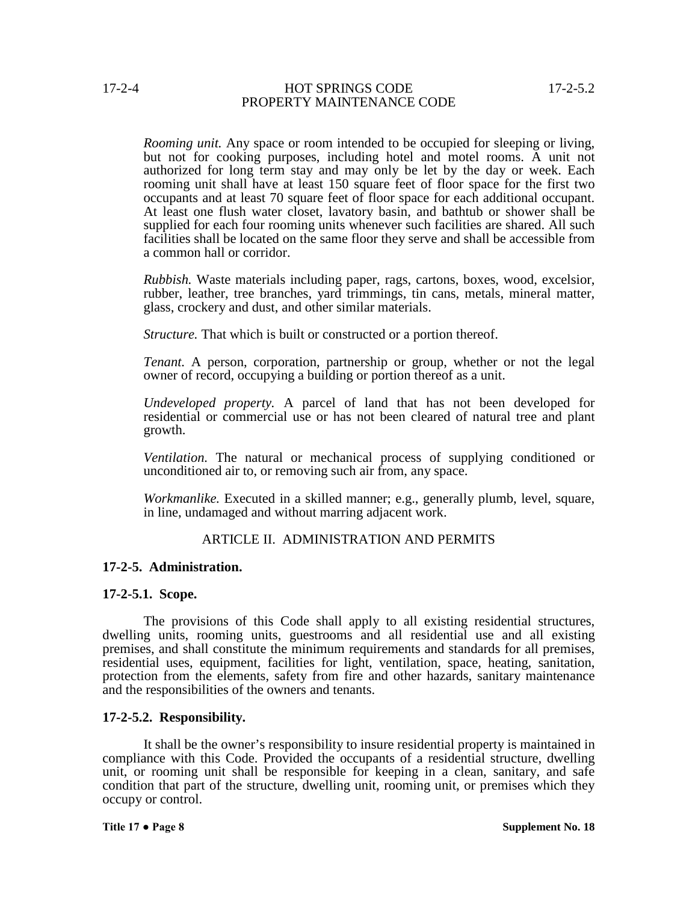*Rooming unit.* Any space or room intended to be occupied for sleeping or living, but not for cooking purposes, including hotel and motel rooms. A unit not authorized for long term stay and may only be let by the day or week. Each rooming unit shall have at least 150 square feet of floor space for the first two occupants and at least 70 square feet of floor space for each additional occupant. At least one flush water closet, lavatory basin, and bathtub or shower shall be supplied for each four rooming units whenever such facilities are shared. All such facilities shall be located on the same floor they serve and shall be accessible from a common hall or corridor.

*Rubbish.* Waste materials including paper, rags, cartons, boxes, wood, excelsior, rubber, leather, tree branches, yard trimmings, tin cans, metals, mineral matter, glass, crockery and dust, and other similar materials.

*Structure.* That which is built or constructed or a portion thereof.

*Tenant.* A person, corporation, partnership or group, whether or not the legal owner of record, occupying a building or portion thereof as a unit.

*Undeveloped property.* A parcel of land that has not been developed for residential or commercial use or has not been cleared of natural tree and plant growth.

*Ventilation.* The natural or mechanical process of supplying conditioned or unconditioned air to, or removing such air from, any space.

*Workmanlike.* Executed in a skilled manner; e.g., generally plumb, level, square, in line, undamaged and without marring adjacent work.

## ARTICLE II. ADMINISTRATION AND PERMITS

### 17-2-5. Administration.

### 17-2-5.1. Scope.

The provisions of this Code shall apply to all existing residential structures, dwelling units, rooming units, guestrooms and all residential use and all existing premises, and shall constitute the minimum requirements and standards for all premises, residential uses, equipment, facilities for light, ventilation, space, heating, sanitation, protection from the elements, safety from fire and other hazards, sanitary maintenance and the responsibilities of the owners and tenants.

### 17-2-5.2. Responsibility.

It shall be the owner's responsibility to insure residential property is maintained in compliance with this Code. Provided the occupants of a residential structure, dwelling unit, or rooming unit shall be responsible for keeping in a clean, sanitary, and safe condition that part of the structure, dwelling unit, rooming unit, or premises which they occupy or control.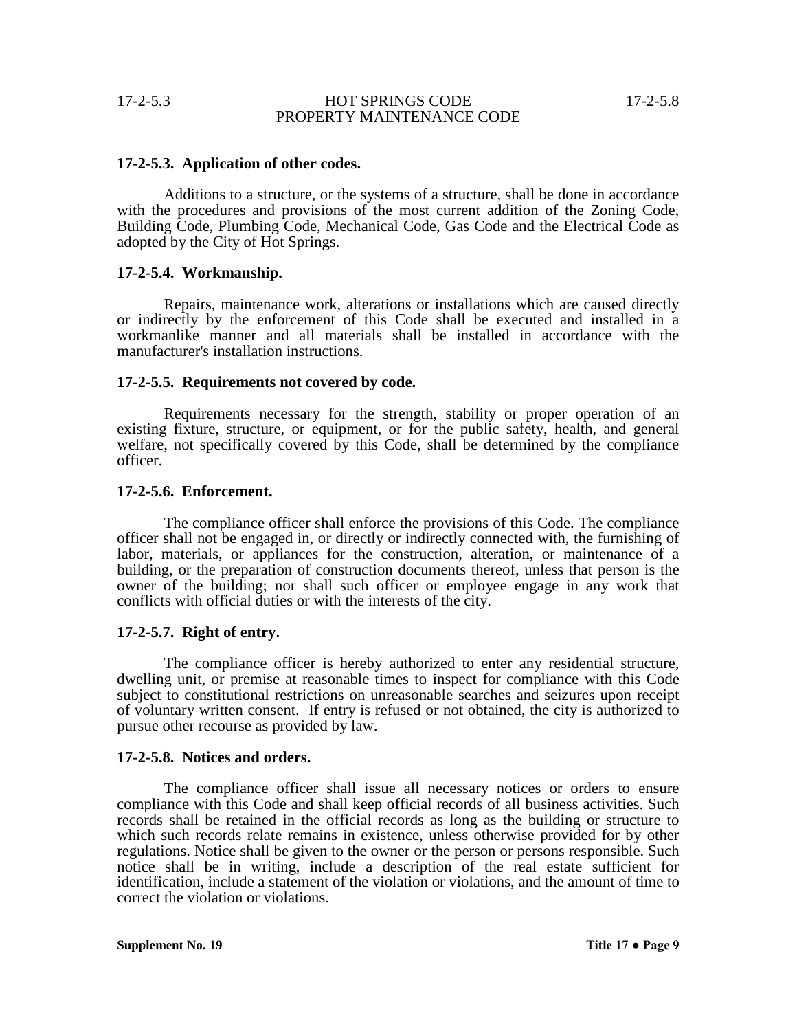### 17-2-5.3. Application of other codes.

Additions to a structure, or the systems of a structure, shall be done in accordance with the procedures and provisions of the most current addition of the Zoning Code, Building Code, Plumbing Code, Mechanical Code, Gas Code and the Electrical Code as adopted by the City of Hot Springs.

### 17-2-5.4. Workmanship.

Repairs, maintenance work, alterations or installations which are caused directly or indirectly by the enforcement of this Code shall be executed and installed in a workmanlike manner and all materials shall be installed in accordance with the manufacturer's installation instructions.

### 17-2-5.5. Requirements not covered by code.

Requirements necessary for the strength, stability or proper operation of an existing fixture, structure, or equipment, or for the public safety, health, and general welfare, not specifically covered by this Code, shall be determined by the compliance officer.

### 17-2-5.6. Enforcement.

The compliance officer shall enforce the provisions of this Code. The compliance officer shall not be engaged in, or directly or indirectly connected with, the furnishing of labor, materials, or appliances for the construction, alteration, or maintenance of a building, or the preparation of construction documents thereof, unless that person is the owner of the building; nor shall such officer or employee engage in any work that conflicts with official duties or with the interests of the city.

### 17-2-5.7. Right of entry.

The compliance officer is hereby authorized to enter any residential structure, dwelling unit, or premise at reasonable times to inspect for compliance with this Code subject to constitutional restrictions on unreasonable searches and seizures upon receipt of voluntary written consent. If entry is refused or not obtained, the city is authorized to pursue other recourse as provided by law.

### 17-2-5.8. Notices and orders.

The compliance officer shall issue all necessary notices or orders to ensure compliance with this Code and shall keep official records of all business activities. Such records shall be retained in the official records as long as the building or structure to which such records relate remains in existence, unless otherwise provided for by other regulations. Notice shall be given to the owner or the person or persons responsible. Such notice shall be in writing, include a description of the real estate sufficient for identification, include a statement of the violation or violations, and the amount of time to correct the violation or violations.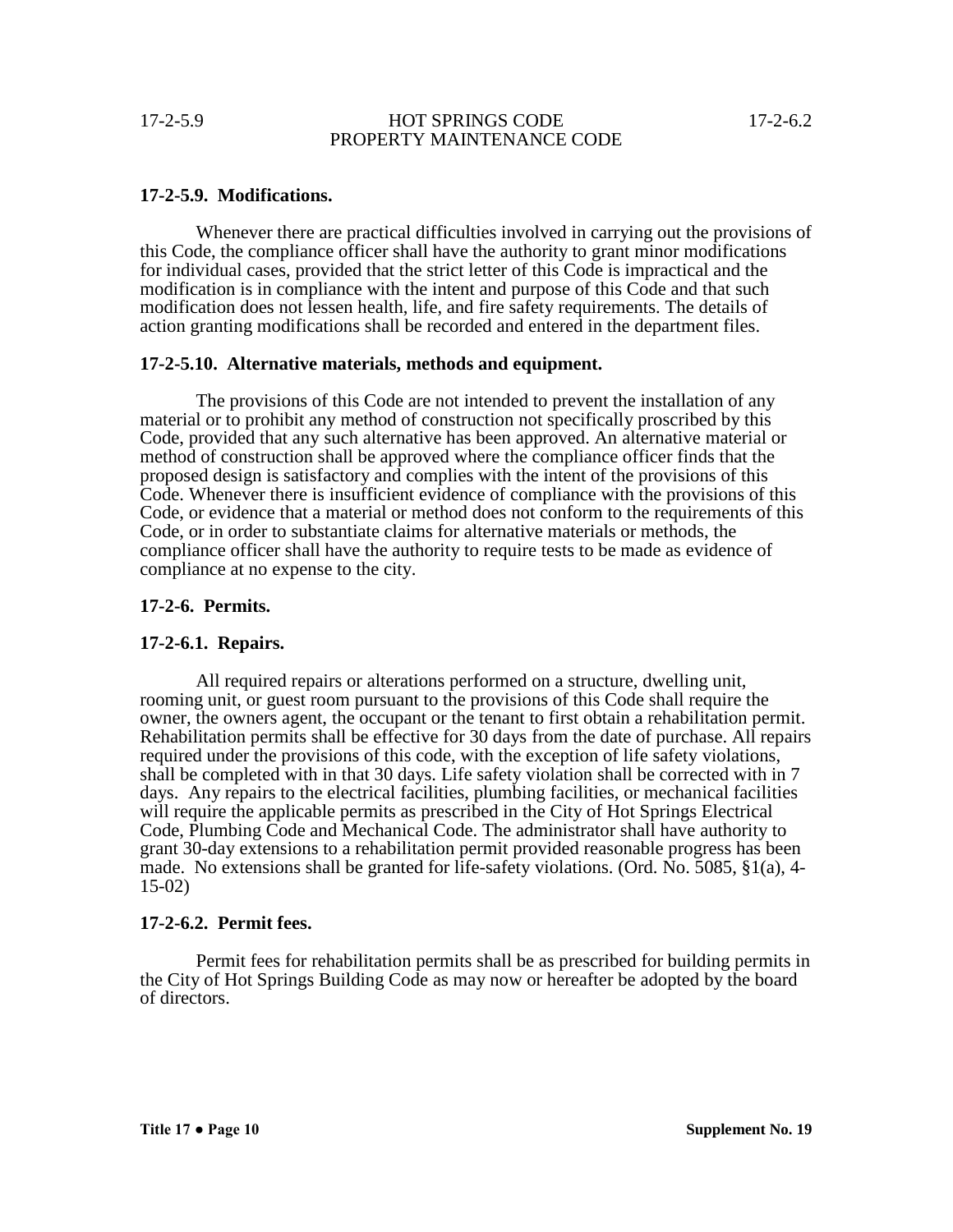### 17-2-5.9. Modifications.

Whenever there are practical difficulties involved in carrying out the provisions of this Code, the compliance officer shall have the authority to grant minor modifications for individual cases, provided that the strict letter of this Code is impractical and the modification is in compliance with the intent and purpose of this Code and that such modification does not lessen health, life, and fire safety requirements. The details of action granting modifications shall be recorded and entered in the department files.

### 17-2-5.10. Alternative materials, methods and equipment.

The provisions of this Code are not intended to prevent the installation of any material or to prohibit any method of construction not specifically proscribed by this Code, provided that any such alternative has been approved. An alternative material or method of construction shall be approved where the compliance officer finds that the proposed design is satisfactory and complies with the intent of the provisions of this Code. Whenever there is insufficient evidence of compliance with the provisions of this Code, or evidence that a material or method does not conform to the requirements of this Code, or in order to substantiate claims for alternative materials or methods, the compliance officer shall have the authority to require tests to be made as evidence of compliance at no expense to the city.

## 17-2-6. Permits.

### 17-2-6.1. Repairs.

All required repairs or alterations performed on a structure, dwelling unit, rooming unit, or guest room pursuant to the provisions of this Code shall require the owner, the owners agent, the occupant or the tenant to first obtain a rehabilitation permit. Rehabilitation permits shall be effective for 30 days from the date of purchase. All repairs required under the provisions of this code, with the exception of life safety violations, shall be completed with in that 30 days. Life safety violation shall be corrected with in 7 days. Any repairs to the electrical facilities, plumbing facilities, or mechanical facilities will require the applicable permits as prescribed in the City of Hot Springs Electrical Code, Plumbing Code and Mechanical Code. The administrator shall have authority to grant 30-day extensions to a rehabilitation permit provided reasonable progress has been made. No extensions shall be granted for life-safety violations. (Ord. No. 5085, §1(a), 4-15-02)

### 17-2-6.2. Permit fees.

Permit fees for rehabilitation permits shall be as prescribed for building permits in the City of Hot Springs Building Code as may now or hereafter be adopted by the board of directors.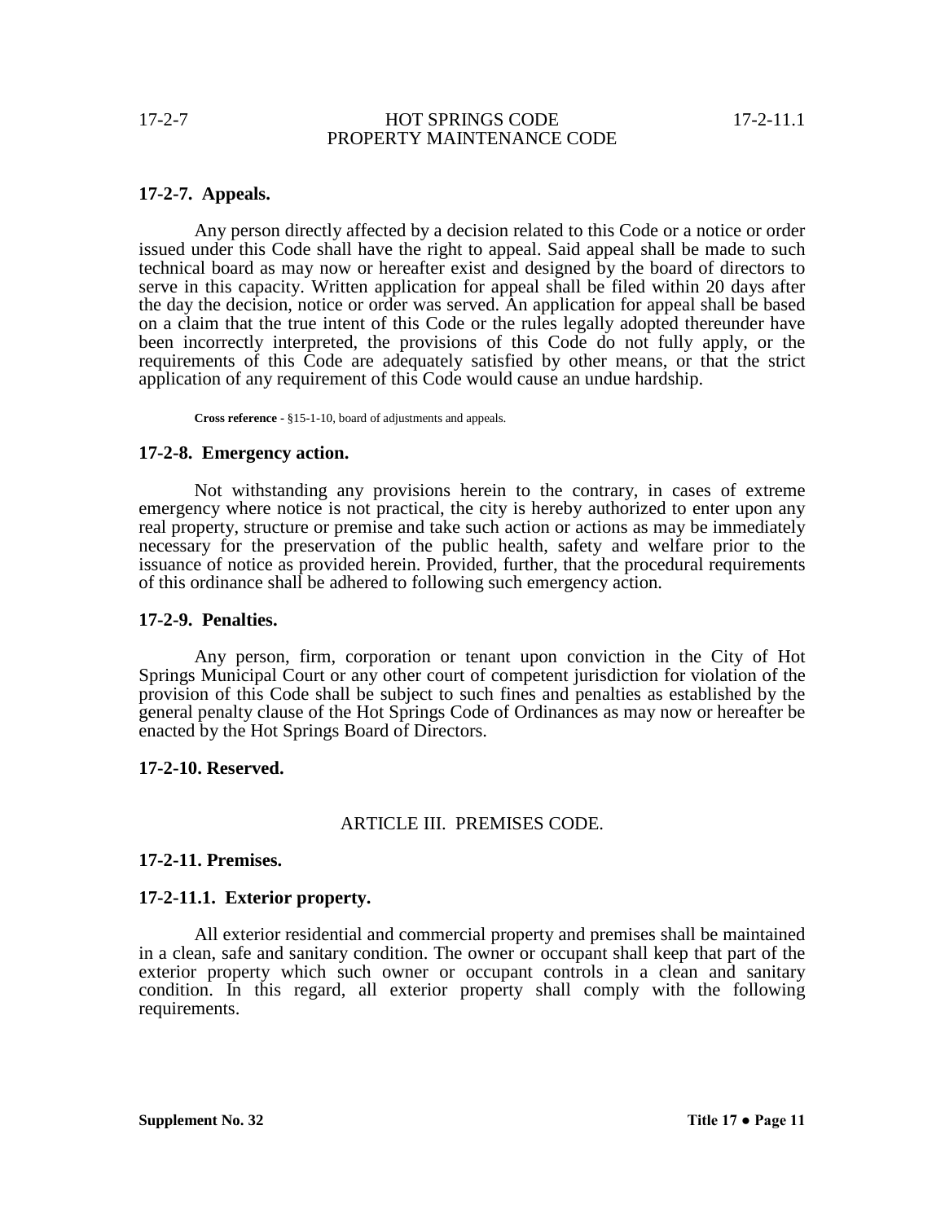### 17-2-7. Appeals.

Any person directly affected by a decision related to this Code or a notice or order issued under this Code shall have the right to appeal. Said appeal shall be made to such technical board as may now or hereafter exist and designed by the board of directors to serve in this capacity. Written application for appeal shall be filed within 20 days after the day the decision, notice or order was served. An application for appeal shall be based on a claim that the true intent of this Code or the rules legally adopted thereunder have been incorrectly interpreted, the provisions of this Code do not fully apply, or the requirements of this Code are adequately satisfied by other means, or that the strict application of any requirement of this Code would cause an undue hardship.

**Cross reference** - §15-1-10, board of adjustments and appeals.

### 17-2-8. Emergency action.

Not withstanding any provisions herein to the contrary, in cases of extreme emergency where notice is not practical, the city is hereby authorized to enter upon any real property, structure or premise and take such action or actions as may be immediately necessary for the preservation of the public health, safety and welfare prior to the issuance of notice as provided herein. Provided, further, that the procedural requirements of this ordinance shall be adhered to following such emergency action.

### 17-2-9. Penalties.

Any person, firm, corporation or tenant upon conviction in the City of Hot Springs Municipal Court or any other court of competent jurisdiction for violation of the provision of this Code shall be subject to such fines and penalties as established by the general penalty clause of the Hot Springs Code of Ordinances as may now or hereafter be enacted by the Hot Springs Board of Directors.

### 17-2-10. Reserved.

## ARTICLE III. PREMISES CODE.

### 17-2-11. Premises.

### 17-2-11.1. Exterior property.

All exterior residential and commercial property and premises shall be maintained in a clean, safe and sanitary condition. The owner or occupant shall keep that part of the exterior property which such owner or occupant controls in a clean and sanitary condition. In this regard, all exterior property shall comply with the following requirements.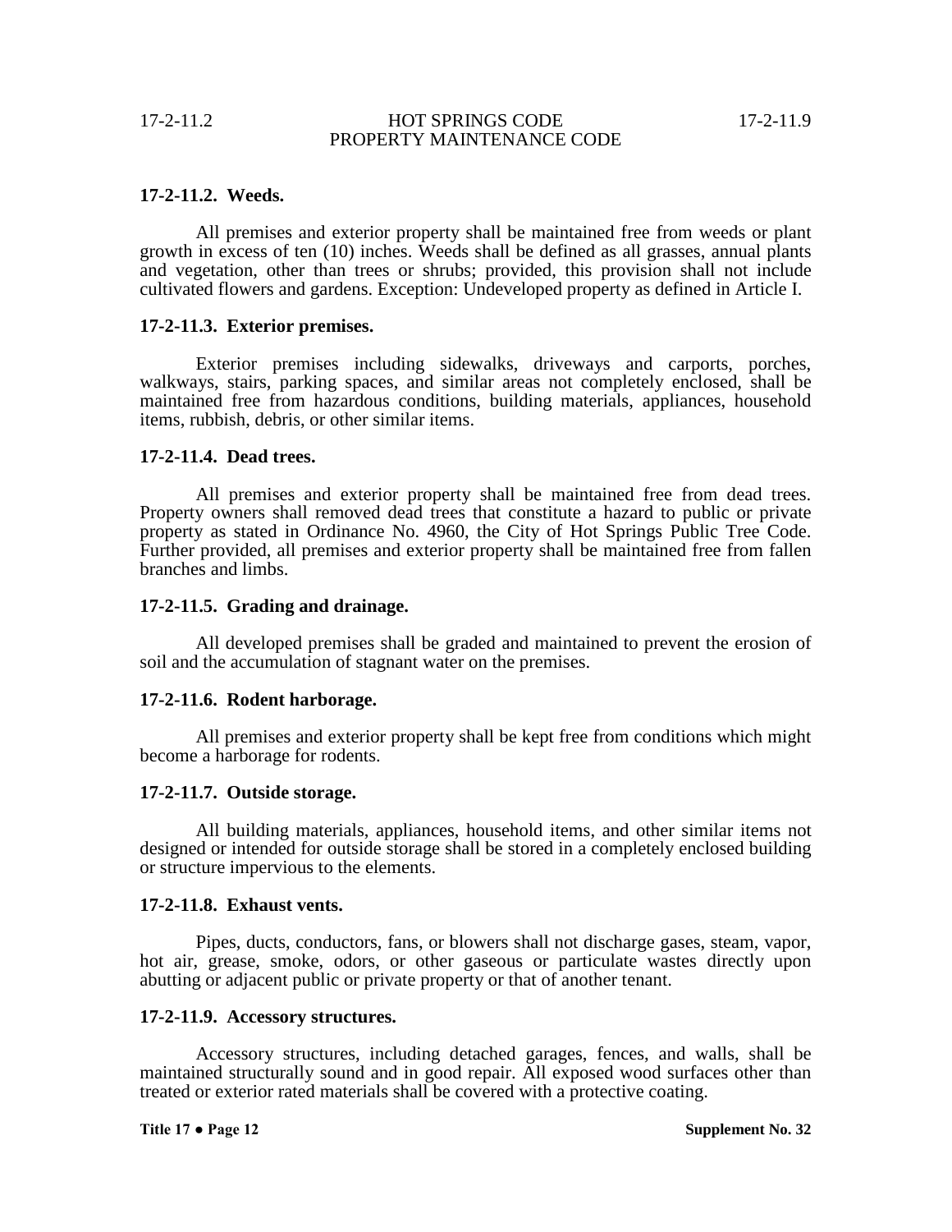**17-2-11.2. Weeds.**

All premises and exterior property shall be maintained free from weeds or plant growth in excess of ten (10) inches. Weeds shall be defined as all grasses, annual plants and vegetation, other than trees or shrubs; provided, this provision shall not include cultivated flowers and gardens. Exception: Undeveloped property as defined in Article I.

**17-2-11.3. Exterior premises.**

Exterior premises including sidewalks, driveways and carports, porches, walkways, stairs, parking spaces, and similar areas not completely enclosed, shall be maintained free from hazardous conditions, building materials, appliances, household items, rubbish, debris, or other similar items.

**17-2-11.4. Dead trees.**

All premises and exterior property shall be maintained free from dead trees. Property owners shall removed dead trees that constitute a hazard to public or private property as stated in Ordinance No. 4960, the City of Hot Springs Public Tree Code. Further provided, all premises and exterior property shall be maintained free from fallen branches and limbs.

**17-2-11.5. Grading and drainage.**

All developed premises shall be graded and maintained to prevent the erosion of soil and the accumulation of stagnant water on the premises.

**17-2-11.6. Rodent harborage.**

All premises and exterior property shall be kept free from conditions which might become a harborage for rodents.

**17-2-11.7. Outside storage.**

All building materials, appliances, household items, and other similar items not designed or intended for outside storage shall be stored in a completely enclosed building or structure impervious to the elements.

**17-2-11.8. Exhaust vents.**

Pipes, ducts, conductors, fans, or blowers shall not discharge gases, steam, vapor, hot air, grease, smoke, odors, or other gaseous or particulate wastes directly upon abutting or adjacent public or private property or that of another tenant.

**17-2-11.9. Accessory structures.**

Accessory structures, including detached garages, fences, and walls, shall be maintained structurally sound and in good repair. All exposed wood surfaces other than treated or exterior rated materials shall be covered with a protective coating.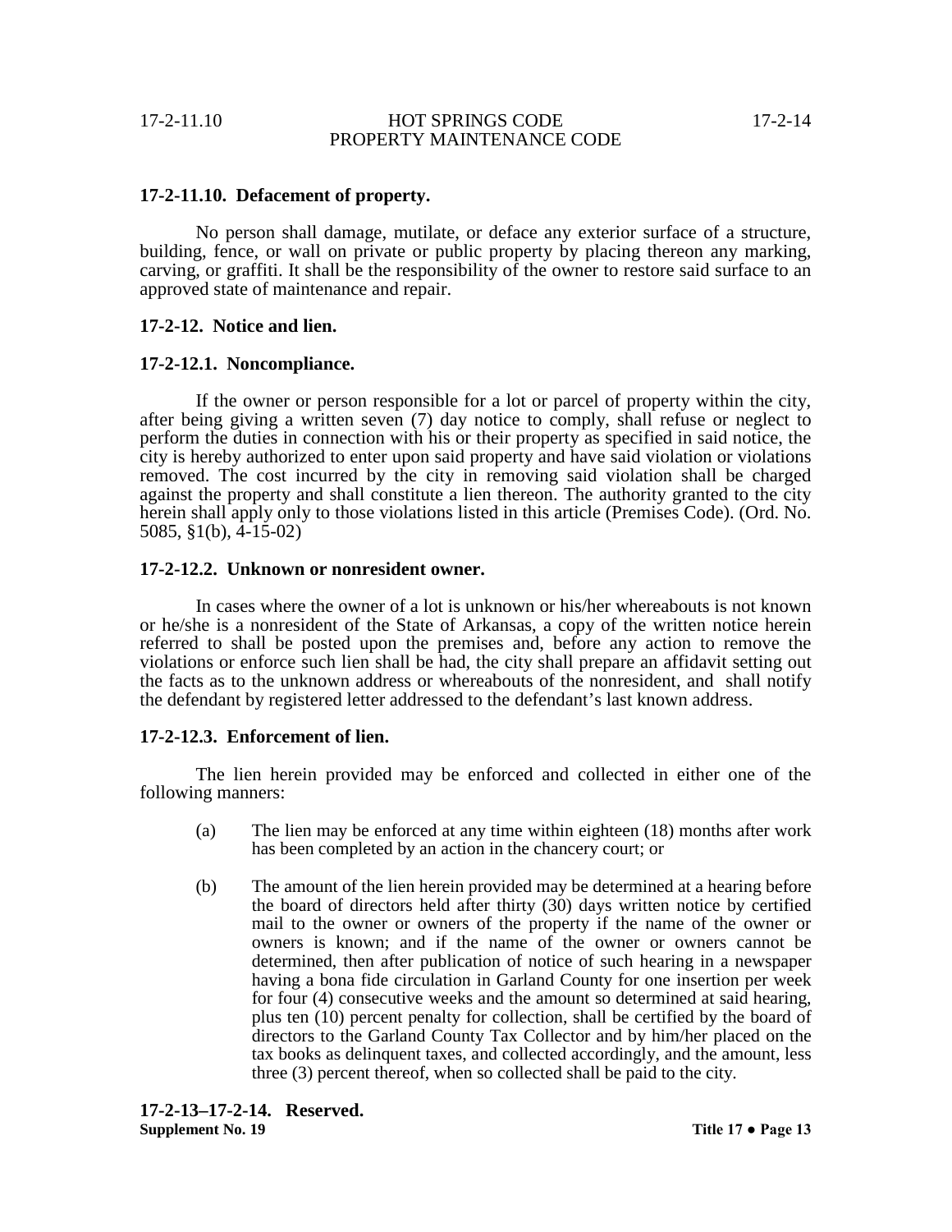**17-2-11.10. Defacement of property.**

No person shall damage, mutilate, or deface any exterior surface of a structure, building, fence, or wall on private or public property by placing thereon any marking, carving, or graffiti. It shall be the responsibility of the owner to restore said surface to an approved state of maintenance and repair.

**17-2-12. Notice and lien.**

**17-2-12.1. Noncompliance.**

If the owner or person responsible for a lot or parcel of property within the city, after being giving a written seven (7) day notice to comply, shall refuse or neglect to perform the duties in connection with his or their property as specified in said notice, the city is hereby authorized to enter upon said property and have said violation or violations removed. The cost incurred by the city in removing said violation shall be charged against the property and shall constitute a lien thereon. The authority granted to the city herein shall apply only to those violations listed in this article (Premises Code). (Ord. No. 5085, §1(b), 4-15-02)

**17-2-12.2. Unknown or nonresident owner.**

In cases where the owner of a lot is unknown or his/her whereabouts is not known or he/she is a nonresident of the State of Arkansas, a copy of the written notice herein referred to shall be posted upon the premises and, before any action to remove the violations or enforce such lien shall be had, the city shall prepare an affidavit setting out the facts as to the unknown address or whereabouts of the nonresident, and shall notify the defendant by registered letter addressed to the defendant's last known address.

**17-2-12.3. Enforcement of lien.**

The lien herein provided may be enforced and collected in either one of the following manners:

(a) The lien may be enforced at any time within eighteen (18) months after work has been completed by an action in the chancery court; or

(b) The amount of the lien herein provided may be determined at a hearing before the board of directors held after thirty (30) days written notice by certified mail to the owner or owners of the property if the name of the owner or owners is known; and if the name of the owner or owners cannot be determined, then after publication of notice of such hearing in a newspaper having a bona fide circulation in Garland County for one insertion per week for four (4) consecutive weeks and the amount so determined at said hearing, plus ten (10) percent penalty for collection, shall be certified by the board of directors to the Garland County Tax Collector and by him/her placed on the tax books as delinquent taxes, and collected accordingly, and the amount, less three (3) percent thereof, when so collected shall be paid to the city.

**17-2-13–17-2-14. Reserved.**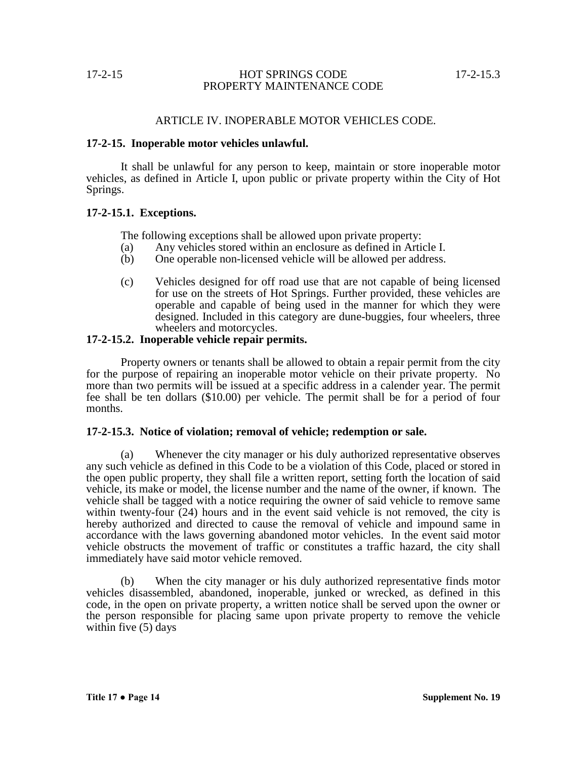## ARTICLE IV. INOPERABLE MOTOR VEHICLES CODE.

### 17-2-15. Inoperable motor vehicles unlawful.

It shall be unlawful for any person to keep, maintain or store inoperable motor vehicles, as defined in Article I, upon public or private property within the City of Hot Springs.

### 17-2-15.1. Exceptions.

The following exceptions shall be allowed upon private property:

(a) Any vehicles stored within an enclosure as defined in Article I.

(b) One operable non-licensed vehicle will be allowed per address.

(c) Vehicles designed for off road use that are not capable of being licensed for use on the streets of Hot Springs. Further provided, these vehicles are operable and capable of being used in the manner for which they were designed. Included in this category are dune-buggies, four wheelers, three wheelers and motorcycles.

### 17-2-15.2. Inoperable vehicle repair permits.

Property owners or tenants shall be allowed to obtain a repair permit from the city for the purpose of repairing an inoperable motor vehicle on their private property. No more than two permits will be issued at a specific address in a calender year. The permit fee shall be ten dollars ($10.00) per vehicle. The permit shall be for a period of four months.

### 17-2-15.3. Notice of violation; removal of vehicle; redemption or sale.

(a) Whenever the city manager or his duly authorized representative observes any such vehicle as defined in this Code to be a violation of this Code, placed or stored in the open public property, they shall file a written report, setting forth the location of said vehicle, its make or model, the license number and the name of the owner, if known. The vehicle shall be tagged with a notice requiring the owner of said vehicle to remove same within twenty-four (24) hours and in the event said vehicle is not removed, the city is hereby authorized and directed to cause the removal of vehicle and impound same in accordance with the laws governing abandoned motor vehicles. In the event said motor vehicle obstructs the movement of traffic or constitutes a traffic hazard, the city shall immediately have said motor vehicle removed.

(b) When the city manager or his duly authorized representative finds motor vehicles disassembled, abandoned, inoperable, junked or wrecked, as defined in this code, in the open on private property, a written notice shall be served upon the owner or the person responsible for placing same upon private property to remove the vehicle within five (5) days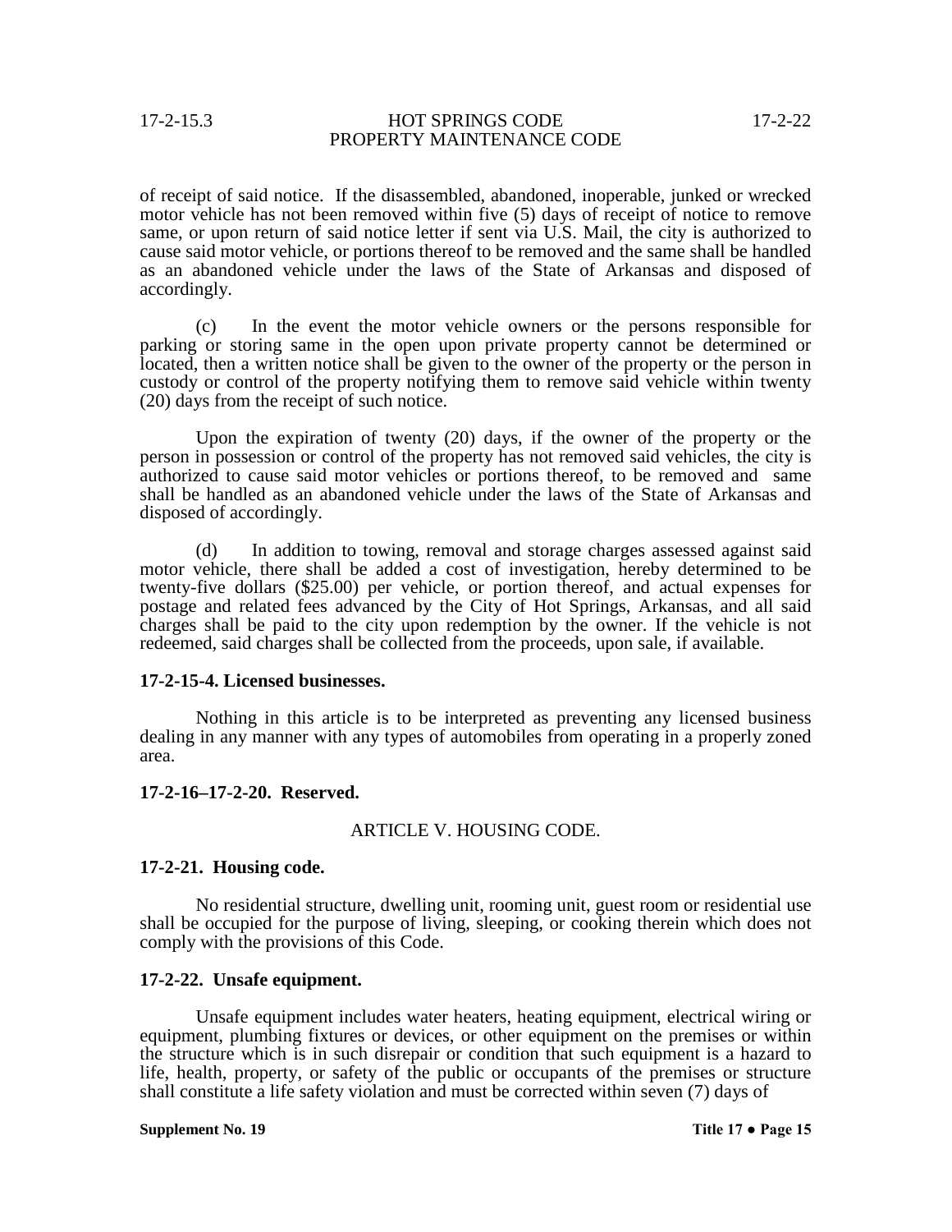of receipt of said notice. If the disassembled, abandoned, inoperable, junked or wrecked motor vehicle has not been removed within five (5) days of receipt of notice to remove same, or upon return of said notice letter if sent via U.S. Mail, the city is authorized to cause said motor vehicle, or portions thereof to be removed and the same shall be handled as an abandoned vehicle under the laws of the State of Arkansas and disposed of accordingly.

(c) In the event the motor vehicle owners or the persons responsible for parking or storing same in the open upon private property cannot be determined or located, then a written notice shall be given to the owner of the property or the person in custody or control of the property notifying them to remove said vehicle within twenty (20) days from the receipt of such notice.

Upon the expiration of twenty (20) days, if the owner of the property or the person in possession or control of the property has not removed said vehicles, the city is authorized to cause said motor vehicles or portions thereof, to be removed and same shall be handled as an abandoned vehicle under the laws of the State of Arkansas and disposed of accordingly.

(d) In addition to towing, removal and storage charges assessed against said motor vehicle, there shall be added a cost of investigation, hereby determined to be twenty-five dollars ($25.00) per vehicle, or portion thereof, and actual expenses for postage and related fees advanced by the City of Hot Springs, Arkansas, and all said charges shall be paid to the city upon redemption by the owner. If the vehicle is not redeemed, said charges shall be collected from the proceeds, upon sale, if available.

**17-2-15-4. Licensed businesses.**

Nothing in this article is to be interpreted as preventing any licensed business dealing in any manner with any types of automobiles from operating in a properly zoned area.

**17-2-16–17-2-20. Reserved.**

## ARTICLE V. HOUSING CODE.

**17-2-21. Housing code.**

No residential structure, dwelling unit, rooming unit, guest room or residential use shall be occupied for the purpose of living, sleeping, or cooking therein which does not comply with the provisions of this Code.

**17-2-22. Unsafe equipment.**

Unsafe equipment includes water heaters, heating equipment, electrical wiring or equipment, plumbing fixtures or devices, or other equipment on the premises or within the structure which is in such disrepair or condition that such equipment is a hazard to life, health, property, or safety of the public or occupants of the premises or structure shall constitute a life safety violation and must be corrected within seven (7) days of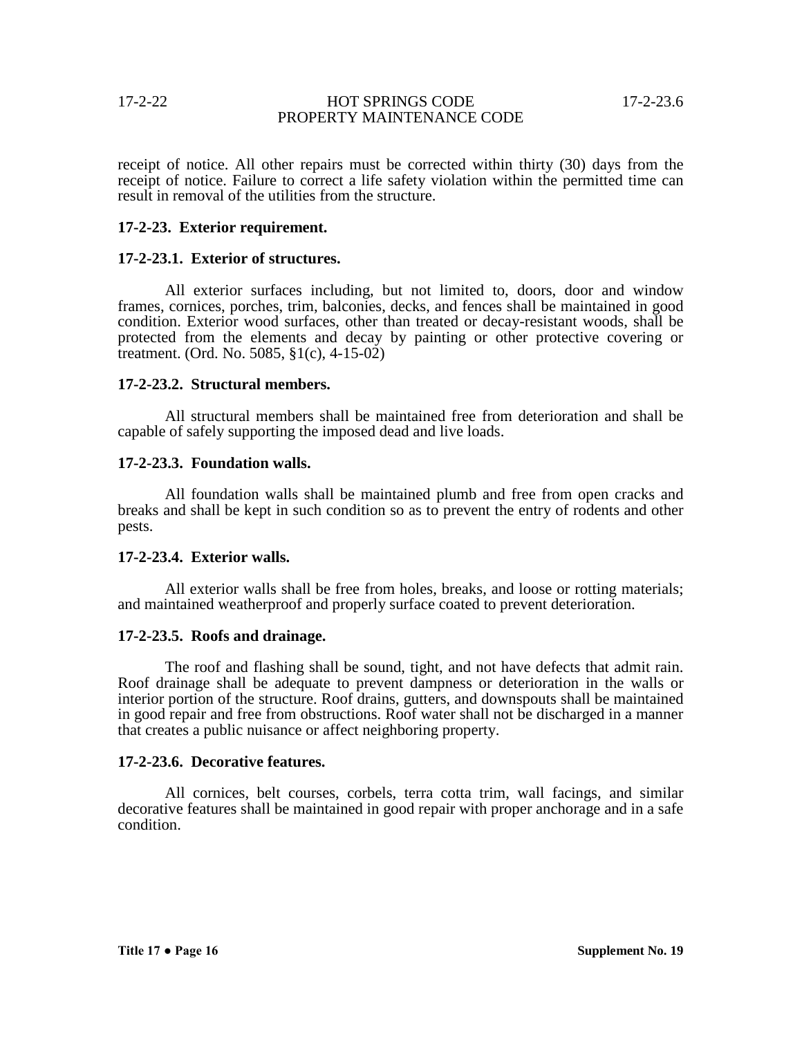receipt of notice. All other repairs must be corrected within thirty (30) days from the receipt of notice. Failure to correct a life safety violation within the permitted time can result in removal of the utilities from the structure.

**17-2-23. Exterior requirement.**

**17-2-23.1. Exterior of structures.**

All exterior surfaces including, but not limited to, doors, door and window frames, cornices, porches, trim, balconies, decks, and fences shall be maintained in good condition. Exterior wood surfaces, other than treated or decay-resistant woods, shall be protected from the elements and decay by painting or other protective covering or treatment. (Ord. No. 5085, §1(c), 4-15-02)

**17-2-23.2. Structural members.**

All structural members shall be maintained free from deterioration and shall be capable of safely supporting the imposed dead and live loads.

**17-2-23.3. Foundation walls.**

All foundation walls shall be maintained plumb and free from open cracks and breaks and shall be kept in such condition so as to prevent the entry of rodents and other pests.

**17-2-23.4. Exterior walls.**

All exterior walls shall be free from holes, breaks, and loose or rotting materials; and maintained weatherproof and properly surface coated to prevent deterioration.

**17-2-23.5. Roofs and drainage.**

The roof and flashing shall be sound, tight, and not have defects that admit rain. Roof drainage shall be adequate to prevent dampness or deterioration in the walls or interior portion of the structure. Roof drains, gutters, and downspouts shall be maintained in good repair and free from obstructions. Roof water shall not be discharged in a manner that creates a public nuisance or affect neighboring property.

**17-2-23.6. Decorative features.**

All cornices, belt courses, corbels, terra cotta trim, wall facings, and similar decorative features shall be maintained in good repair with proper anchorage and in a safe condition.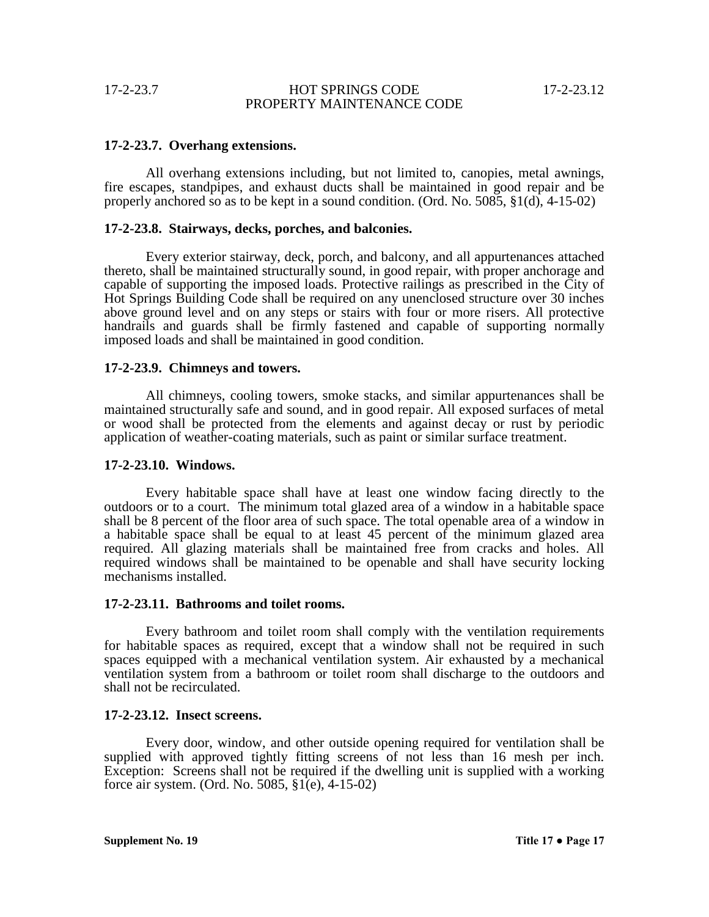### 17-2-23.7. Overhang extensions.

All overhang extensions including, but not limited to, canopies, metal awnings, fire escapes, standpipes, and exhaust ducts shall be maintained in good repair and be properly anchored so as to be kept in a sound condition. (Ord. No. 5085, §1(d), 4-15-02)

### 17-2-23.8. Stairways, decks, porches, and balconies.

Every exterior stairway, deck, porch, and balcony, and all appurtenances attached thereto, shall be maintained structurally sound, in good repair, with proper anchorage and capable of supporting the imposed loads. Protective railings as prescribed in the City of Hot Springs Building Code shall be required on any unenclosed structure over 30 inches above ground level and on any steps or stairs with four or more risers. All protective handrails and guards shall be firmly fastened and capable of supporting normally imposed loads and shall be maintained in good condition.

### 17-2-23.9. Chimneys and towers.

All chimneys, cooling towers, smoke stacks, and similar appurtenances shall be maintained structurally safe and sound, and in good repair. All exposed surfaces of metal or wood shall be protected from the elements and against decay or rust by periodic application of weather-coating materials, such as paint or similar surface treatment.

### 17-2-23.10. Windows.

Every habitable space shall have at least one window facing directly to the outdoors or to a court. The minimum total glazed area of a window in a habitable space shall be 8 percent of the floor area of such space. The total openable area of a window in a habitable space shall be equal to at least 45 percent of the minimum glazed area required. All glazing materials shall be maintained free from cracks and holes. All required windows shall be maintained to be openable and shall have security locking mechanisms installed.

### 17-2-23.11. Bathrooms and toilet rooms.

Every bathroom and toilet room shall comply with the ventilation requirements for habitable spaces as required, except that a window shall not be required in such spaces equipped with a mechanical ventilation system. Air exhausted by a mechanical ventilation system from a bathroom or toilet room shall discharge to the outdoors and shall not be recirculated.

### 17-2-23.12. Insect screens.

Every door, window, and other outside opening required for ventilation shall be supplied with approved tightly fitting screens of not less than 16 mesh per inch. Exception: Screens shall not be required if the dwelling unit is supplied with a working force air system. (Ord. No. 5085, §1(e), 4-15-02)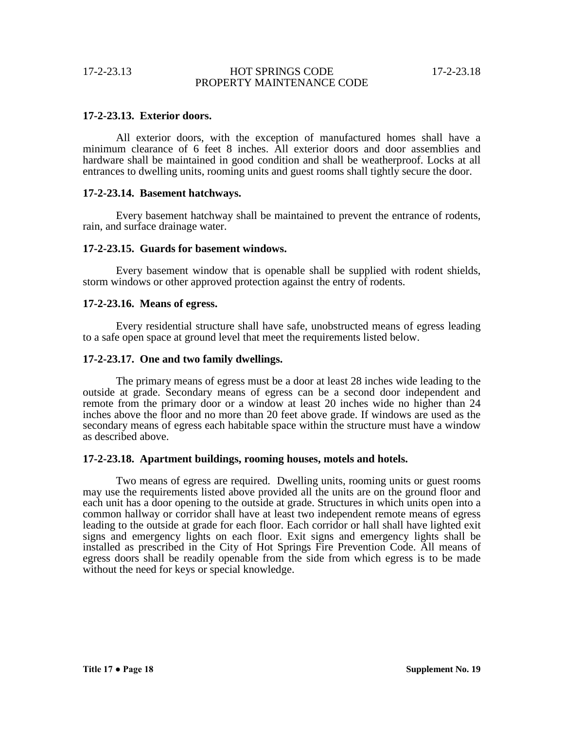### 17-2-23.13. Exterior doors.

All exterior doors, with the exception of manufactured homes shall have a minimum clearance of 6 feet 8 inches. All exterior doors and door assemblies and hardware shall be maintained in good condition and shall be weatherproof. Locks at all entrances to dwelling units, rooming units and guest rooms shall tightly secure the door.

### 17-2-23.14. Basement hatchways.

Every basement hatchway shall be maintained to prevent the entrance of rodents, rain, and surface drainage water.

### 17-2-23.15. Guards for basement windows.

Every basement window that is openable shall be supplied with rodent shields, storm windows or other approved protection against the entry of rodents.

### 17-2-23.16. Means of egress.

Every residential structure shall have safe, unobstructed means of egress leading to a safe open space at ground level that meet the requirements listed below.

### 17-2-23.17. One and two family dwellings.

The primary means of egress must be a door at least 28 inches wide leading to the outside at grade. Secondary means of egress can be a second door independent and remote from the primary door or a window at least 20 inches wide no higher than 24 inches above the floor and no more than 20 feet above grade. If windows are used as the secondary means of egress each habitable space within the structure must have a window as described above.

### 17-2-23.18. Apartment buildings, rooming houses, motels and hotels.

Two means of egress are required. Dwelling units, rooming units or guest rooms may use the requirements listed above provided all the units are on the ground floor and each unit has a door opening to the outside at grade. Structures in which units open into a common hallway or corridor shall have at least two independent remote means of egress leading to the outside at grade for each floor. Each corridor or hall shall have lighted exit signs and emergency lights on each floor. Exit signs and emergency lights shall be installed as prescribed in the City of Hot Springs Fire Prevention Code. All means of egress doors shall be readily openable from the side from which egress is to be made without the need for keys or special knowledge.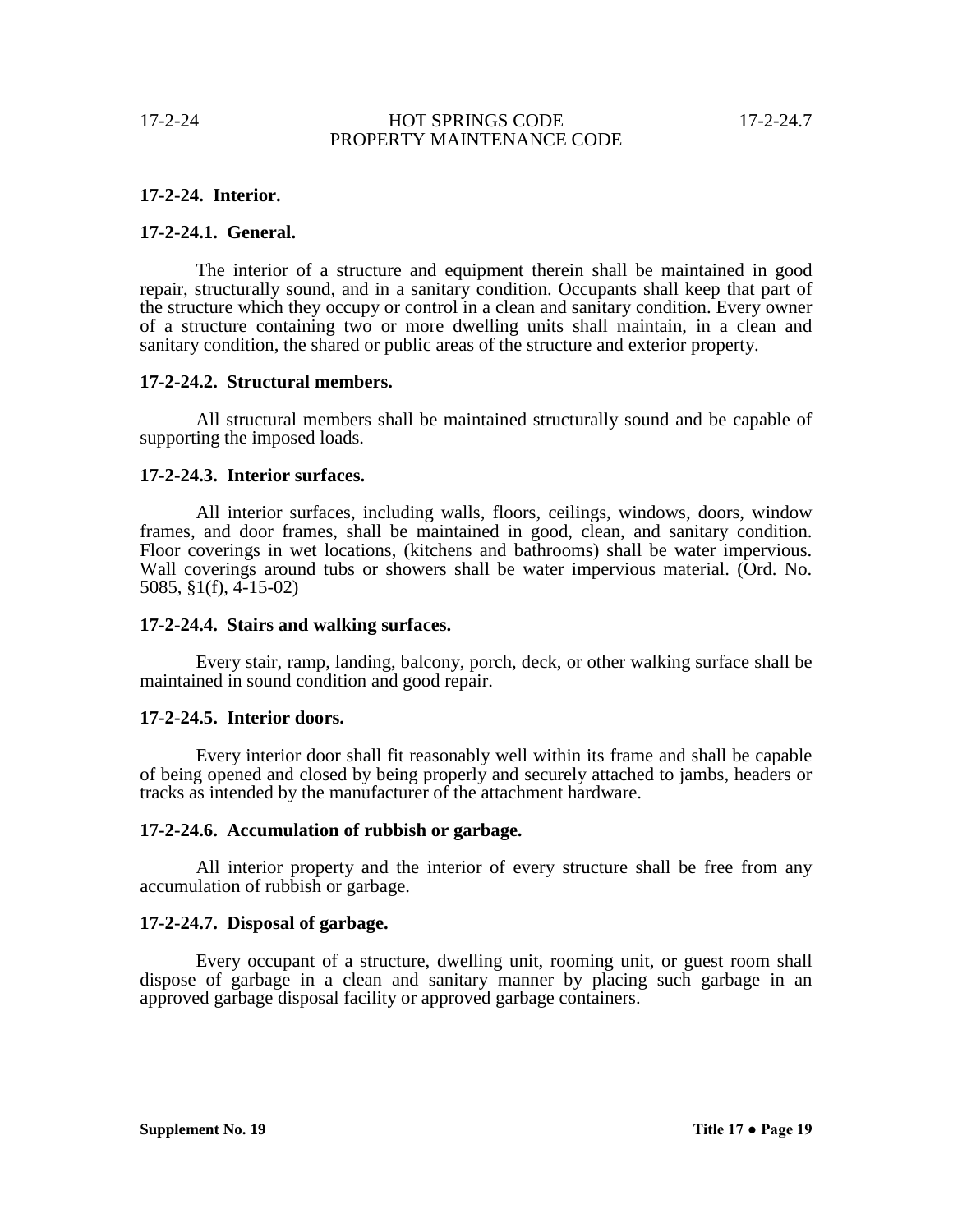### 17-2-24. Interior.

#### 17-2-24.1. General.

The interior of a structure and equipment therein shall be maintained in good repair, structurally sound, and in a sanitary condition. Occupants shall keep that part of the structure which they occupy or control in a clean and sanitary condition. Every owner of a structure containing two or more dwelling units shall maintain, in a clean and sanitary condition, the shared or public areas of the structure and exterior property.

#### 17-2-24.2. Structural members.

All structural members shall be maintained structurally sound and be capable of supporting the imposed loads.

#### 17-2-24.3. Interior surfaces.

All interior surfaces, including walls, floors, ceilings, windows, doors, window frames, and door frames, shall be maintained in good, clean, and sanitary condition. Floor coverings in wet locations, (kitchens and bathrooms) shall be water impervious. Wall coverings around tubs or showers shall be water impervious material. (Ord. No. 5085, §1(f), 4-15-02)

#### 17-2-24.4. Stairs and walking surfaces.

Every stair, ramp, landing, balcony, porch, deck, or other walking surface shall be maintained in sound condition and good repair.

#### 17-2-24.5. Interior doors.

Every interior door shall fit reasonably well within its frame and shall be capable of being opened and closed by being properly and securely attached to jambs, headers or tracks as intended by the manufacturer of the attachment hardware.

#### 17-2-24.6. Accumulation of rubbish or garbage.

All interior property and the interior of every structure shall be free from any accumulation of rubbish or garbage.

#### 17-2-24.7. Disposal of garbage.

Every occupant of a structure, dwelling unit, rooming unit, or guest room shall dispose of garbage in a clean and sanitary manner by placing such garbage in an approved garbage disposal facility or approved garbage containers.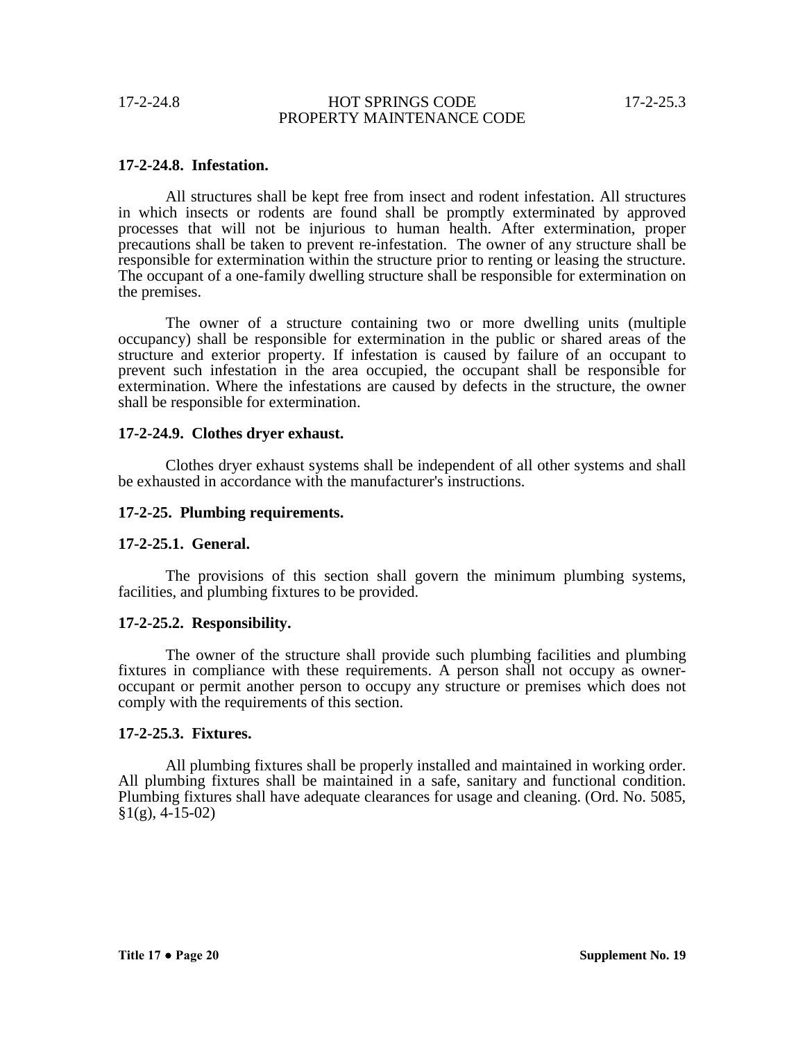**17-2-24.8. Infestation.**

All structures shall be kept free from insect and rodent infestation. All structures in which insects or rodents are found shall be promptly exterminated by approved processes that will not be injurious to human health. After extermination, proper precautions shall be taken to prevent re-infestation. The owner of any structure shall be responsible for extermination within the structure prior to renting or leasing the structure. The occupant of a one-family dwelling structure shall be responsible for extermination on the premises.

The owner of a structure containing two or more dwelling units (multiple occupancy) shall be responsible for extermination in the public or shared areas of the structure and exterior property. If infestation is caused by failure of an occupant to prevent such infestation in the area occupied, the occupant shall be responsible for extermination. Where the infestations are caused by defects in the structure, the owner shall be responsible for extermination.

**17-2-24.9. Clothes dryer exhaust.**

Clothes dryer exhaust systems shall be independent of all other systems and shall be exhausted in accordance with the manufacturer's instructions.

**17-2-25. Plumbing requirements.**

**17-2-25.1. General.**

The provisions of this section shall govern the minimum plumbing systems, facilities, and plumbing fixtures to be provided.

**17-2-25.2. Responsibility.**

The owner of the structure shall provide such plumbing facilities and plumbing fixtures in compliance with these requirements. A person shall not occupy as owner-occupant or permit another person to occupy any structure or premises which does not comply with the requirements of this section.

**17-2-25.3. Fixtures.**

All plumbing fixtures shall be properly installed and maintained in working order. All plumbing fixtures shall be maintained in a safe, sanitary and functional condition. Plumbing fixtures shall have adequate clearances for usage and cleaning. (Ord. No. 5085, §1(g), 4-15-02)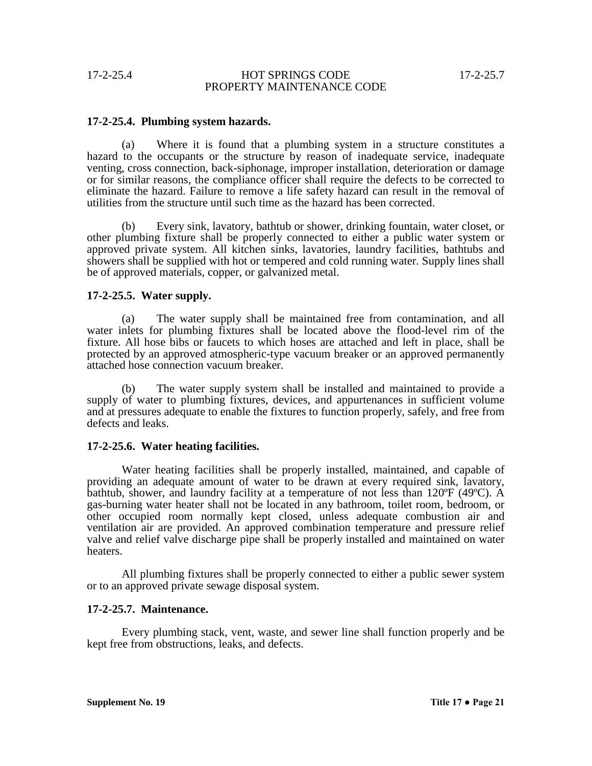### 17-2-25.4. Plumbing system hazards.

(a) Where it is found that a plumbing system in a structure constitutes a hazard to the occupants or the structure by reason of inadequate service, inadequate venting, cross connection, back-siphonage, improper installation, deterioration or damage or for similar reasons, the compliance officer shall require the defects to be corrected to eliminate the hazard. Failure to remove a life safety hazard can result in the removal of utilities from the structure until such time as the hazard has been corrected.

(b) Every sink, lavatory, bathtub or shower, drinking fountain, water closet, or other plumbing fixture shall be properly connected to either a public water system or approved private system. All kitchen sinks, lavatories, laundry facilities, bathtubs and showers shall be supplied with hot or tempered and cold running water. Supply lines shall be of approved materials, copper, or galvanized metal.

### 17-2-25.5. Water supply.

(a) The water supply shall be maintained free from contamination, and all water inlets for plumbing fixtures shall be located above the flood-level rim of the fixture. All hose bibs or faucets to which hoses are attached and left in place, shall be protected by an approved atmospheric-type vacuum breaker or an approved permanently attached hose connection vacuum breaker.

(b) The water supply system shall be installed and maintained to provide a supply of water to plumbing fixtures, devices, and appurtenances in sufficient volume and at pressures adequate to enable the fixtures to function properly, safely, and free from defects and leaks.

### 17-2-25.6. Water heating facilities.

Water heating facilities shall be properly installed, maintained, and capable of providing an adequate amount of water to be drawn at every required sink, lavatory, bathtub, shower, and laundry facility at a temperature of not less than 120ºF (49ºC). A gas-burning water heater shall not be located in any bathroom, toilet room, bedroom, or other occupied room normally kept closed, unless adequate combustion air and ventilation air are provided. An approved combination temperature and pressure relief valve and relief valve discharge pipe shall be properly installed and maintained on water heaters.

All plumbing fixtures shall be properly connected to either a public sewer system or to an approved private sewage disposal system.

### 17-2-25.7. Maintenance.

Every plumbing stack, vent, waste, and sewer line shall function properly and be kept free from obstructions, leaks, and defects.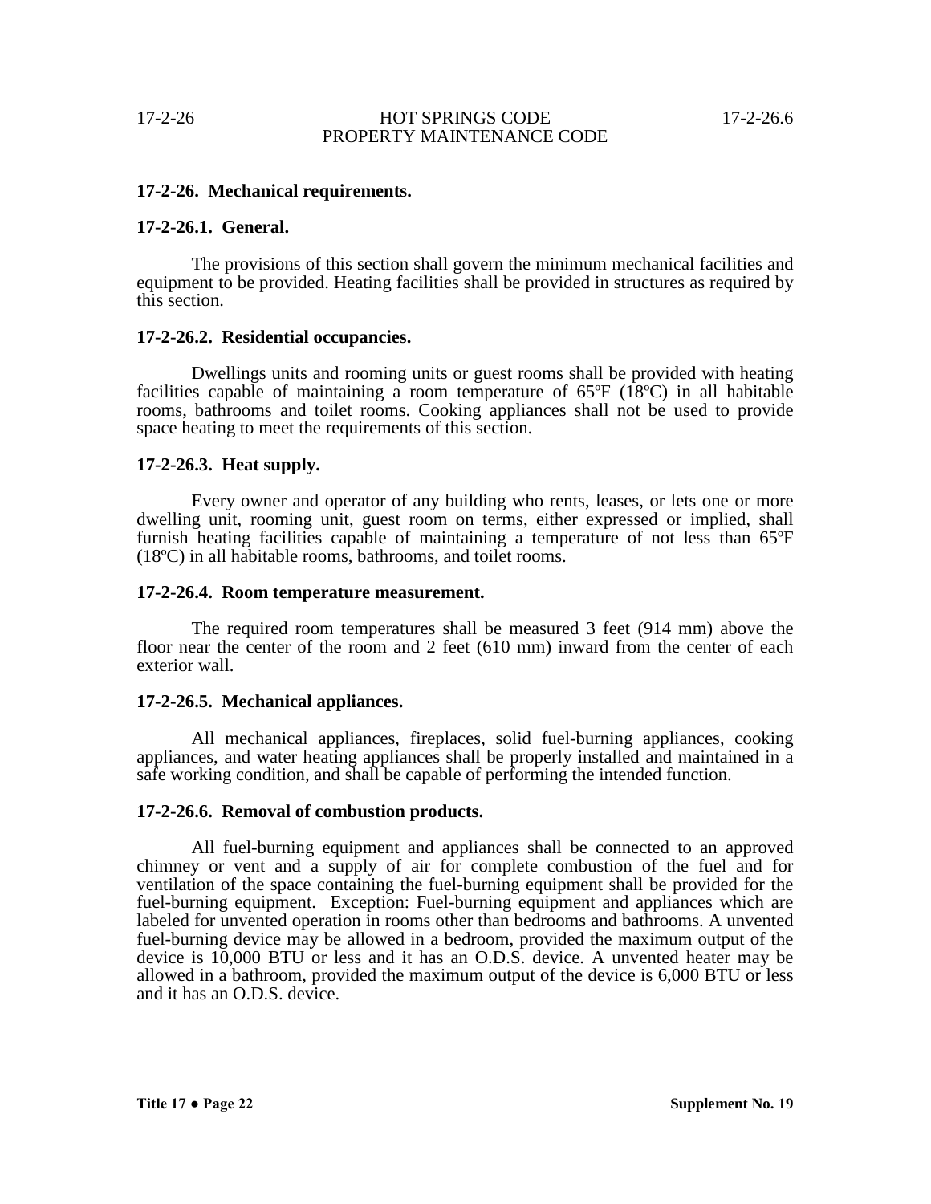### 17-2-26. Mechanical requirements.

### 17-2-26.1. General.

The provisions of this section shall govern the minimum mechanical facilities and equipment to be provided. Heating facilities shall be provided in structures as required by this section.

### 17-2-26.2. Residential occupancies.

Dwellings units and rooming units or guest rooms shall be provided with heating facilities capable of maintaining a room temperature of 65ºF (18ºC) in all habitable rooms, bathrooms and toilet rooms. Cooking appliances shall not be used to provide space heating to meet the requirements of this section.

### 17-2-26.3. Heat supply.

Every owner and operator of any building who rents, leases, or lets one or more dwelling unit, rooming unit, guest room on terms, either expressed or implied, shall furnish heating facilities capable of maintaining a temperature of not less than 65ºF (18ºC) in all habitable rooms, bathrooms, and toilet rooms.

### 17-2-26.4. Room temperature measurement.

The required room temperatures shall be measured 3 feet (914 mm) above the floor near the center of the room and 2 feet (610 mm) inward from the center of each exterior wall.

### 17-2-26.5. Mechanical appliances.

All mechanical appliances, fireplaces, solid fuel-burning appliances, cooking appliances, and water heating appliances shall be properly installed and maintained in a safe working condition, and shall be capable of performing the intended function.

### 17-2-26.6. Removal of combustion products.

All fuel-burning equipment and appliances shall be connected to an approved chimney or vent and a supply of air for complete combustion of the fuel and for ventilation of the space containing the fuel-burning equipment shall be provided for the fuel-burning equipment. Exception: Fuel-burning equipment and appliances which are labeled for unvented operation in rooms other than bedrooms and bathrooms. A unvented fuel-burning device may be allowed in a bedroom, provided the maximum output of the device is 10,000 BTU or less and it has an O.D.S. device. A unvented heater may be allowed in a bathroom, provided the maximum output of the device is 6,000 BTU or less and it has an O.D.S. device.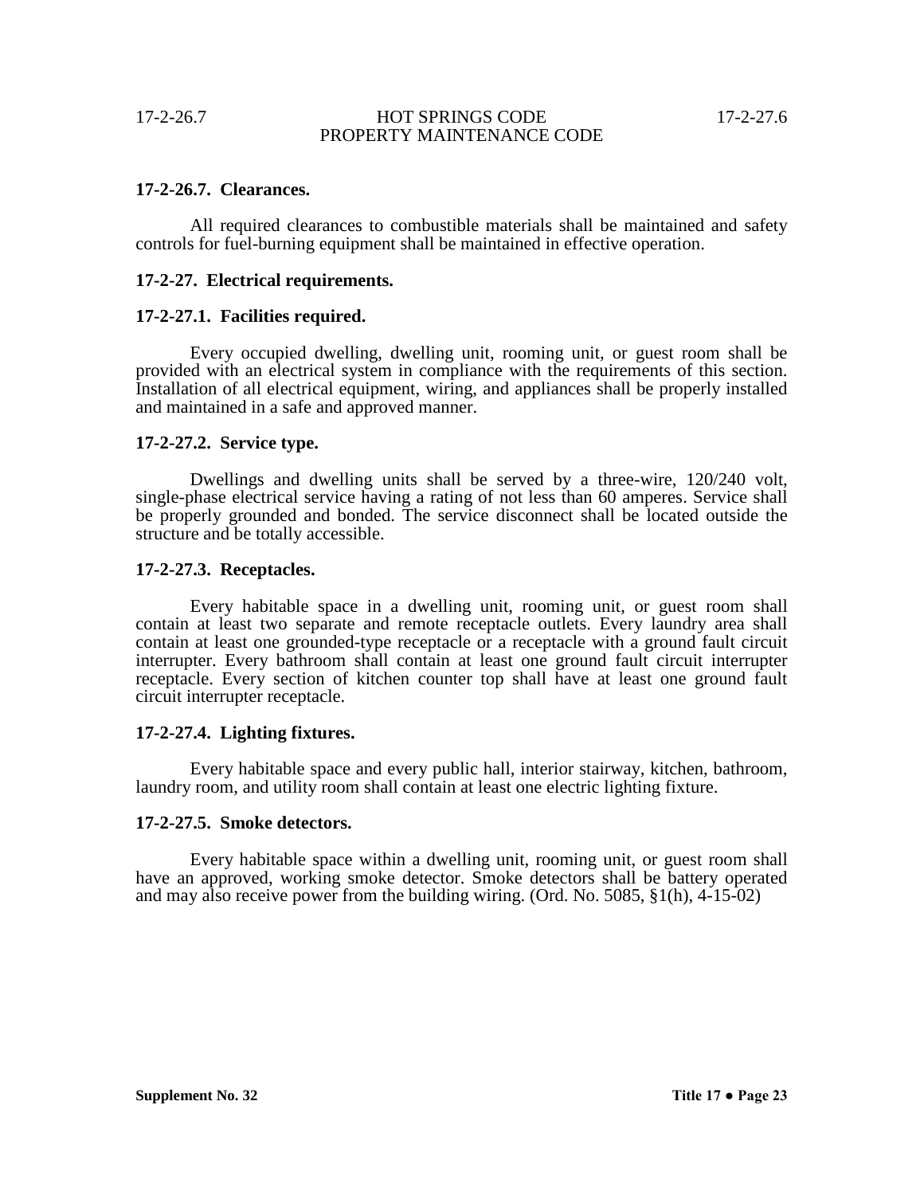**17-2-26.7. Clearances.**

All required clearances to combustible materials shall be maintained and safety controls for fuel-burning equipment shall be maintained in effective operation.

**17-2-27. Electrical requirements.**

**17-2-27.1. Facilities required.**

Every occupied dwelling, dwelling unit, rooming unit, or guest room shall be provided with an electrical system in compliance with the requirements of this section. Installation of all electrical equipment, wiring, and appliances shall be properly installed and maintained in a safe and approved manner.

**17-2-27.2. Service type.**

Dwellings and dwelling units shall be served by a three-wire, 120/240 volt, single-phase electrical service having a rating of not less than 60 amperes. Service shall be properly grounded and bonded. The service disconnect shall be located outside the structure and be totally accessible.

**17-2-27.3. Receptacles.**

Every habitable space in a dwelling unit, rooming unit, or guest room shall contain at least two separate and remote receptacle outlets. Every laundry area shall contain at least one grounded-type receptacle or a receptacle with a ground fault circuit interrupter. Every bathroom shall contain at least one ground fault circuit interrupter receptacle. Every section of kitchen counter top shall have at least one ground fault circuit interrupter receptacle.

**17-2-27.4. Lighting fixtures.**

Every habitable space and every public hall, interior stairway, kitchen, bathroom, laundry room, and utility room shall contain at least one electric lighting fixture.

**17-2-27.5. Smoke detectors.**

Every habitable space within a dwelling unit, rooming unit, or guest room shall have an approved, working smoke detector. Smoke detectors shall be battery operated and may also receive power from the building wiring. (Ord. No. 5085, §1(h), 4-15-02)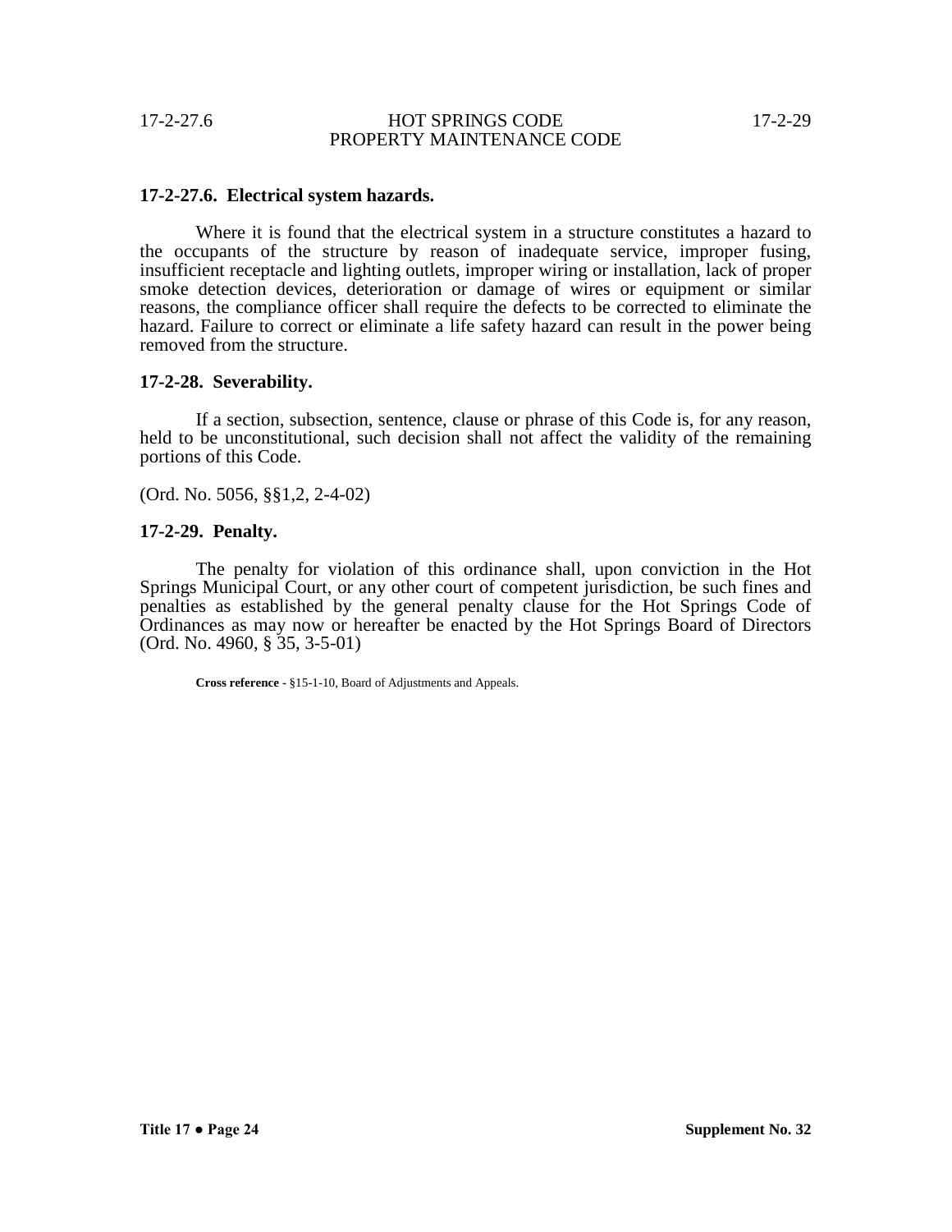### 17-2-27.6. Electrical system hazards.

Where it is found that the electrical system in a structure constitutes a hazard to the occupants of the structure by reason of inadequate service, improper fusing, insufficient receptacle and lighting outlets, improper wiring or installation, lack of proper smoke detection devices, deterioration or damage of wires or equipment or similar reasons, the compliance officer shall require the defects to be corrected to eliminate the hazard. Failure to correct or eliminate a life safety hazard can result in the power being removed from the structure.

### 17-2-28. Severability.

If a section, subsection, sentence, clause or phrase of this Code is, for any reason, held to be unconstitutional, such decision shall not affect the validity of the remaining portions of this Code.

(Ord. No. 5056, §§1,2, 2-4-02)

### 17-2-29. Penalty.

The penalty for violation of this ordinance shall, upon conviction in the Hot Springs Municipal Court, or any other court of competent jurisdiction, be such fines and penalties as established by the general penalty clause for the Hot Springs Code of Ordinances as may now or hereafter be enacted by the Hot Springs Board of Directors (Ord. No. 4960, § 35, 3-5-01)

**Cross reference** - §15-1-10, Board of Adjustments and Appeals.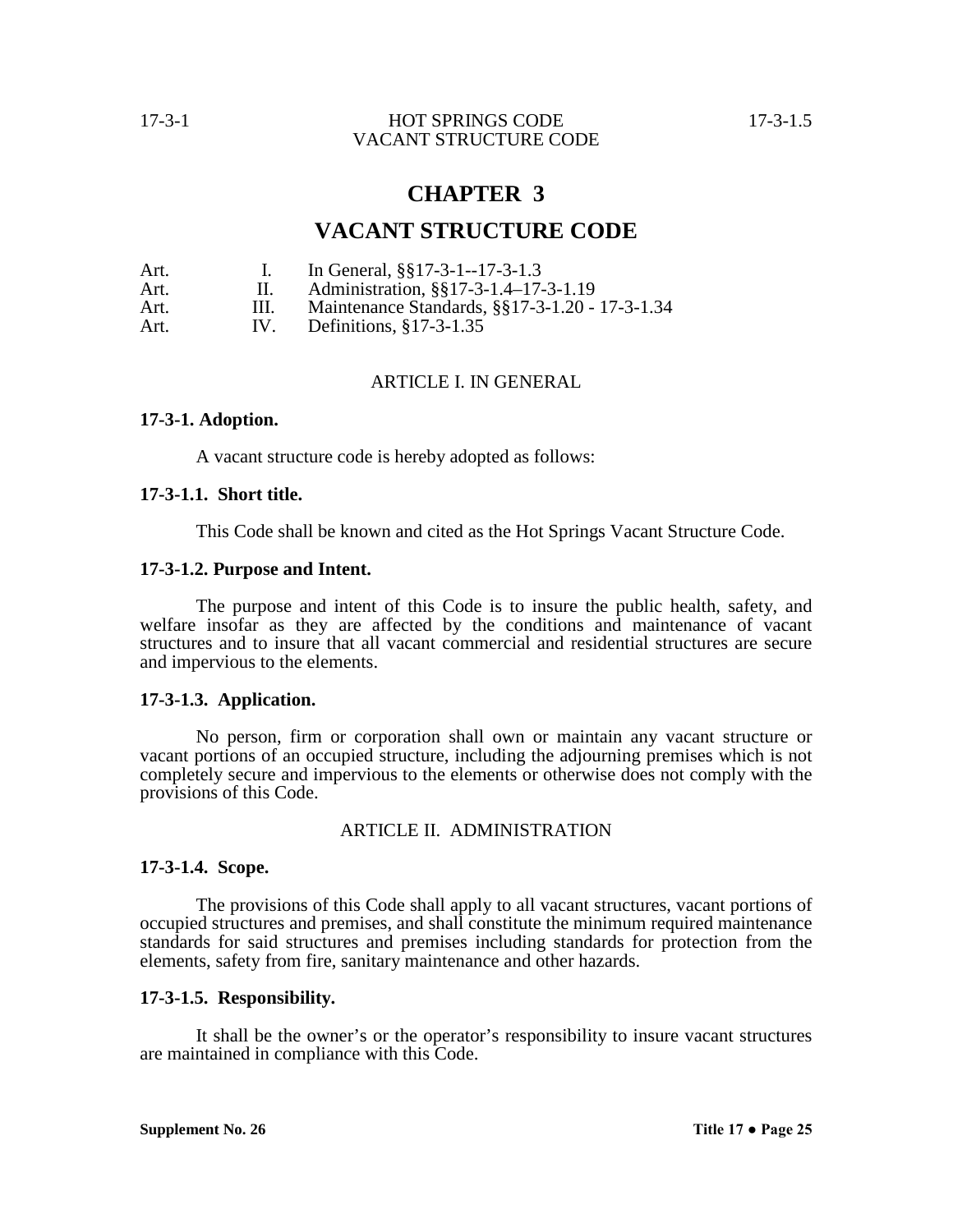# CHAPTER 3

# VACANT STRUCTURE CODE

| | | |
|---|---|---|
| Art. | I. | In General, §§17-3-1--17-3-1.3 |
| Art. | II. | Administration, §§17-3-1.4–17-3-1.19 |
| Art. | III. | Maintenance Standards, §§17-3-1.20 - 17-3-1.34 |
| Art. | IV. | Definitions, §17-3-1.35 |

## ARTICLE I. IN GENERAL

**17-3-1. Adoption.**

A vacant structure code is hereby adopted as follows:

**17-3-1.1. Short title.**

This Code shall be known and cited as the Hot Springs Vacant Structure Code.

**17-3-1.2. Purpose and Intent.**

The purpose and intent of this Code is to insure the public health, safety, and welfare insofar as they are affected by the conditions and maintenance of vacant structures and to insure that all vacant commercial and residential structures are secure and impervious to the elements.

**17-3-1.3. Application.**

No person, firm or corporation shall own or maintain any vacant structure or vacant portions of an occupied structure, including the adjourning premises which is not completely secure and impervious to the elements or otherwise does not comply with the provisions of this Code.

## ARTICLE II. ADMINISTRATION

**17-3-1.4. Scope.**

The provisions of this Code shall apply to all vacant structures, vacant portions of occupied structures and premises, and shall constitute the minimum required maintenance standards for said structures and premises including standards for protection from the elements, safety from fire, sanitary maintenance and other hazards.

**17-3-1.5. Responsibility.**

It shall be the owner's or the operator's responsibility to insure vacant structures are maintained in compliance with this Code.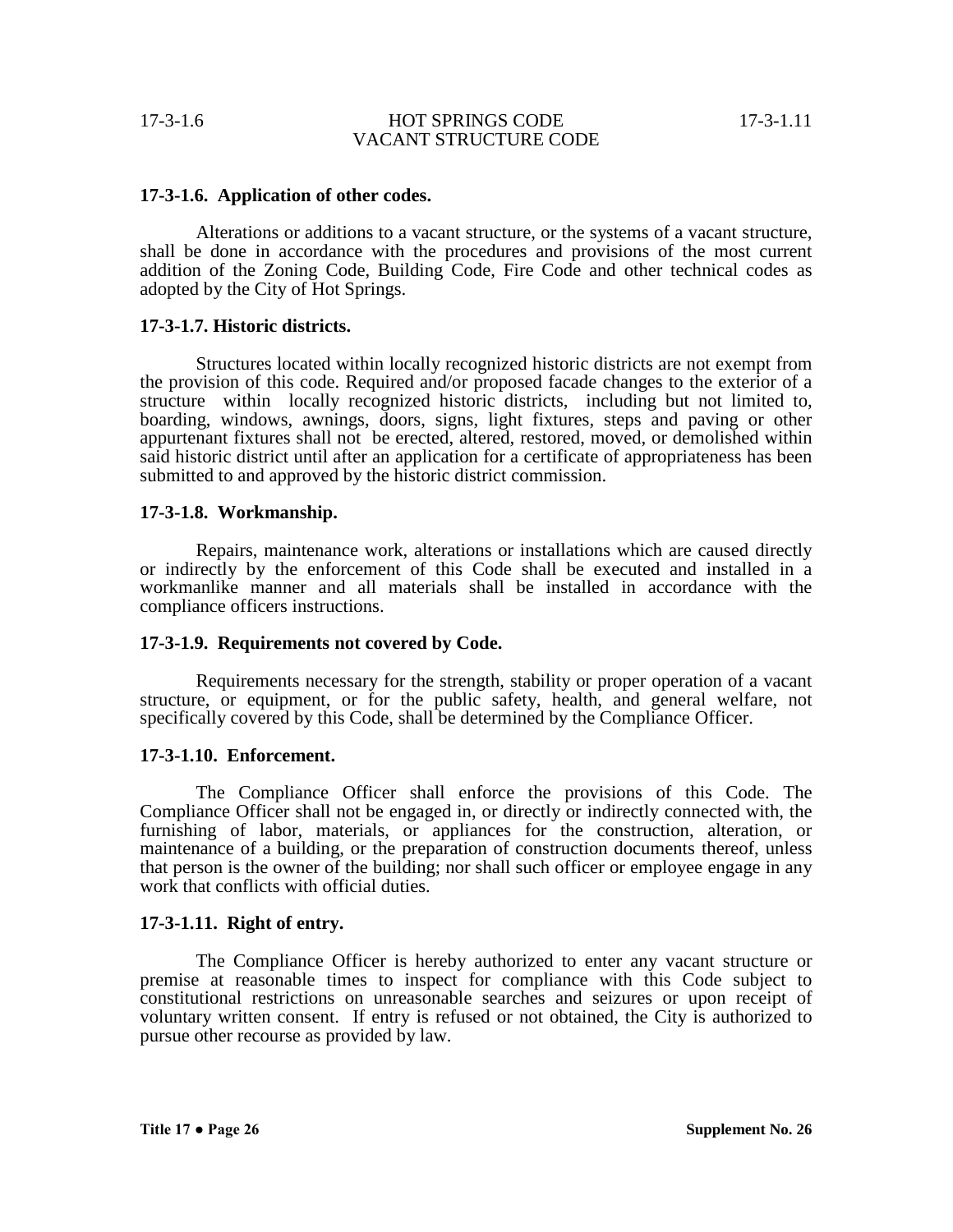### 17-3-1.6. Application of other codes.

Alterations or additions to a vacant structure, or the systems of a vacant structure, shall be done in accordance with the procedures and provisions of the most current addition of the Zoning Code, Building Code, Fire Code and other technical codes as adopted by the City of Hot Springs.

### 17-3-1.7. Historic districts.

Structures located within locally recognized historic districts are not exempt from the provision of this code. Required and/or proposed facade changes to the exterior of a structure within locally recognized historic districts, including but not limited to, boarding, windows, awnings, doors, signs, light fixtures, steps and paving or other appurtenant fixtures shall not be erected, altered, restored, moved, or demolished within said historic district until after an application for a certificate of appropriateness has been submitted to and approved by the historic district commission.

### 17-3-1.8. Workmanship.

Repairs, maintenance work, alterations or installations which are caused directly or indirectly by the enforcement of this Code shall be executed and installed in a workmanlike manner and all materials shall be installed in accordance with the compliance officers instructions.

### 17-3-1.9. Requirements not covered by Code.

Requirements necessary for the strength, stability or proper operation of a vacant structure, or equipment, or for the public safety, health, and general welfare, not specifically covered by this Code, shall be determined by the Compliance Officer.

### 17-3-1.10. Enforcement.

The Compliance Officer shall enforce the provisions of this Code. The Compliance Officer shall not be engaged in, or directly or indirectly connected with, the furnishing of labor, materials, or appliances for the construction, alteration, or maintenance of a building, or the preparation of construction documents thereof, unless that person is the owner of the building; nor shall such officer or employee engage in any work that conflicts with official duties.

### 17-3-1.11. Right of entry.

The Compliance Officer is hereby authorized to enter any vacant structure or premise at reasonable times to inspect for compliance with this Code subject to constitutional restrictions on unreasonable searches and seizures or upon receipt of voluntary written consent. If entry is refused or not obtained, the City is authorized to pursue other recourse as provided by law.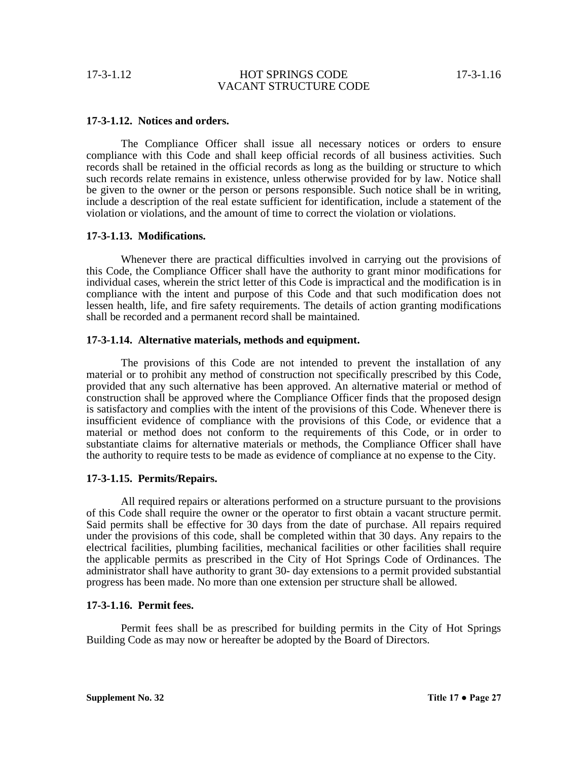**17-3-1.12. Notices and orders.**

The Compliance Officer shall issue all necessary notices or orders to ensure compliance with this Code and shall keep official records of all business activities. Such records shall be retained in the official records as long as the building or structure to which such records relate remains in existence, unless otherwise provided for by law. Notice shall be given to the owner or the person or persons responsible. Such notice shall be in writing, include a description of the real estate sufficient for identification, include a statement of the violation or violations, and the amount of time to correct the violation or violations.

**17-3-1.13. Modifications.**

Whenever there are practical difficulties involved in carrying out the provisions of this Code, the Compliance Officer shall have the authority to grant minor modifications for individual cases, wherein the strict letter of this Code is impractical and the modification is in compliance with the intent and purpose of this Code and that such modification does not lessen health, life, and fire safety requirements. The details of action granting modifications shall be recorded and a permanent record shall be maintained.

**17-3-1.14. Alternative materials, methods and equipment.**

The provisions of this Code are not intended to prevent the installation of any material or to prohibit any method of construction not specifically prescribed by this Code, provided that any such alternative has been approved. An alternative material or method of construction shall be approved where the Compliance Officer finds that the proposed design is satisfactory and complies with the intent of the provisions of this Code. Whenever there is insufficient evidence of compliance with the provisions of this Code, or evidence that a material or method does not conform to the requirements of this Code, or in order to substantiate claims for alternative materials or methods, the Compliance Officer shall have the authority to require tests to be made as evidence of compliance at no expense to the City.

**17-3-1.15. Permits/Repairs.**

All required repairs or alterations performed on a structure pursuant to the provisions of this Code shall require the owner or the operator to first obtain a vacant structure permit. Said permits shall be effective for 30 days from the date of purchase. All repairs required under the provisions of this code, shall be completed within that 30 days. Any repairs to the electrical facilities, plumbing facilities, mechanical facilities or other facilities shall require the applicable permits as prescribed in the City of Hot Springs Code of Ordinances. The administrator shall have authority to grant 30- day extensions to a permit provided substantial progress has been made. No more than one extension per structure shall be allowed.

**17-3-1.16. Permit fees.**

Permit fees shall be as prescribed for building permits in the City of Hot Springs Building Code as may now or hereafter be adopted by the Board of Directors.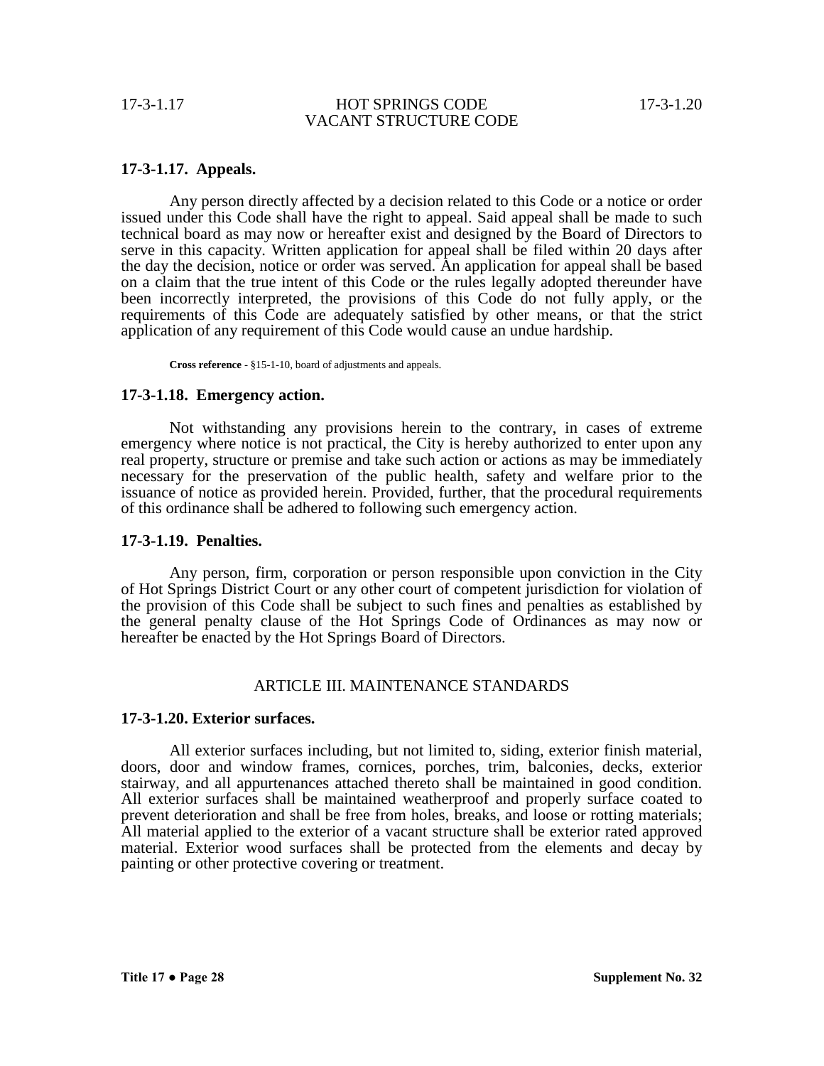### 17-3-1.17. Appeals.

Any person directly affected by a decision related to this Code or a notice or order issued under this Code shall have the right to appeal. Said appeal shall be made to such technical board as may now or hereafter exist and designed by the Board of Directors to serve in this capacity. Written application for appeal shall be filed within 20 days after the day the decision, notice or order was served. An application for appeal shall be based on a claim that the true intent of this Code or the rules legally adopted thereunder have been incorrectly interpreted, the provisions of this Code do not fully apply, or the requirements of this Code are adequately satisfied by other means, or that the strict application of any requirement of this Code would cause an undue hardship.

**Cross reference** - §15-1-10, board of adjustments and appeals.

### 17-3-1.18. Emergency action.

Not withstanding any provisions herein to the contrary, in cases of extreme emergency where notice is not practical, the City is hereby authorized to enter upon any real property, structure or premise and take such action or actions as may be immediately necessary for the preservation of the public health, safety and welfare prior to the issuance of notice as provided herein. Provided, further, that the procedural requirements of this ordinance shall be adhered to following such emergency action.

### 17-3-1.19. Penalties.

Any person, firm, corporation or person responsible upon conviction in the City of Hot Springs District Court or any other court of competent jurisdiction for violation of the provision of this Code shall be subject to such fines and penalties as established by the general penalty clause of the Hot Springs Code of Ordinances as may now or hereafter be enacted by the Hot Springs Board of Directors.

## ARTICLE III. MAINTENANCE STANDARDS

### 17-3-1.20. Exterior surfaces.

All exterior surfaces including, but not limited to, siding, exterior finish material, doors, door and window frames, cornices, porches, trim, balconies, decks, exterior stairway, and all appurtenances attached thereto shall be maintained in good condition. All exterior surfaces shall be maintained weatherproof and properly surface coated to prevent deterioration and shall be free from holes, breaks, and loose or rotting materials; All material applied to the exterior of a vacant structure shall be exterior rated approved material. Exterior wood surfaces shall be protected from the elements and decay by painting or other protective covering or treatment.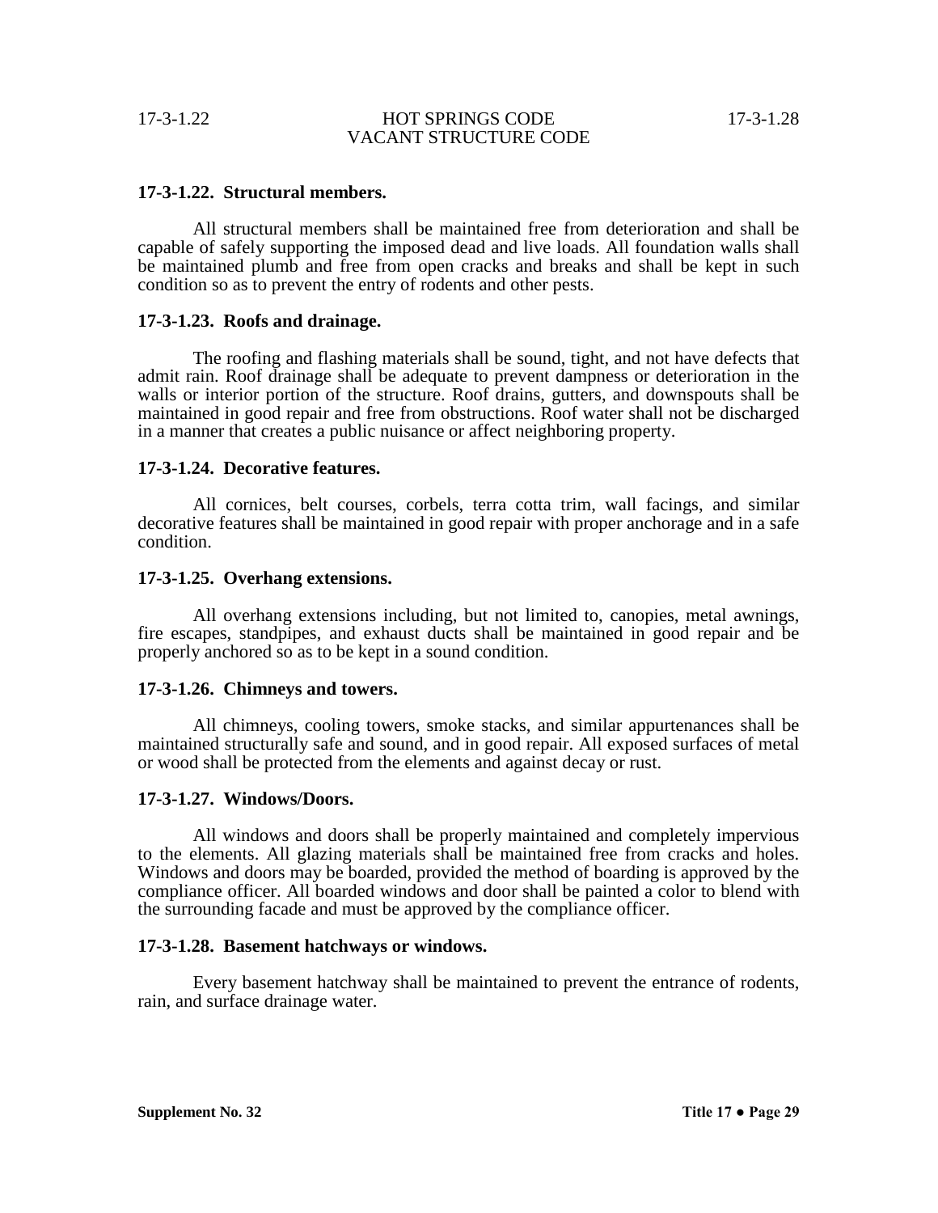### 17-3-1.22. Structural members.

All structural members shall be maintained free from deterioration and shall be capable of safely supporting the imposed dead and live loads. All foundation walls shall be maintained plumb and free from open cracks and breaks and shall be kept in such condition so as to prevent the entry of rodents and other pests.

### 17-3-1.23. Roofs and drainage.

The roofing and flashing materials shall be sound, tight, and not have defects that admit rain. Roof drainage shall be adequate to prevent dampness or deterioration in the walls or interior portion of the structure. Roof drains, gutters, and downspouts shall be maintained in good repair and free from obstructions. Roof water shall not be discharged in a manner that creates a public nuisance or affect neighboring property.

### 17-3-1.24. Decorative features.

All cornices, belt courses, corbels, terra cotta trim, wall facings, and similar decorative features shall be maintained in good repair with proper anchorage and in a safe condition.

### 17-3-1.25. Overhang extensions.

All overhang extensions including, but not limited to, canopies, metal awnings, fire escapes, standpipes, and exhaust ducts shall be maintained in good repair and be properly anchored so as to be kept in a sound condition.

### 17-3-1.26. Chimneys and towers.

All chimneys, cooling towers, smoke stacks, and similar appurtenances shall be maintained structurally safe and sound, and in good repair. All exposed surfaces of metal or wood shall be protected from the elements and against decay or rust.

### 17-3-1.27. Windows/Doors.

All windows and doors shall be properly maintained and completely impervious to the elements. All glazing materials shall be maintained free from cracks and holes. Windows and doors may be boarded, provided the method of boarding is approved by the compliance officer. All boarded windows and door shall be painted a color to blend with the surrounding facade and must be approved by the compliance officer.

### 17-3-1.28. Basement hatchways or windows.

Every basement hatchway shall be maintained to prevent the entrance of rodents, rain, and surface drainage water.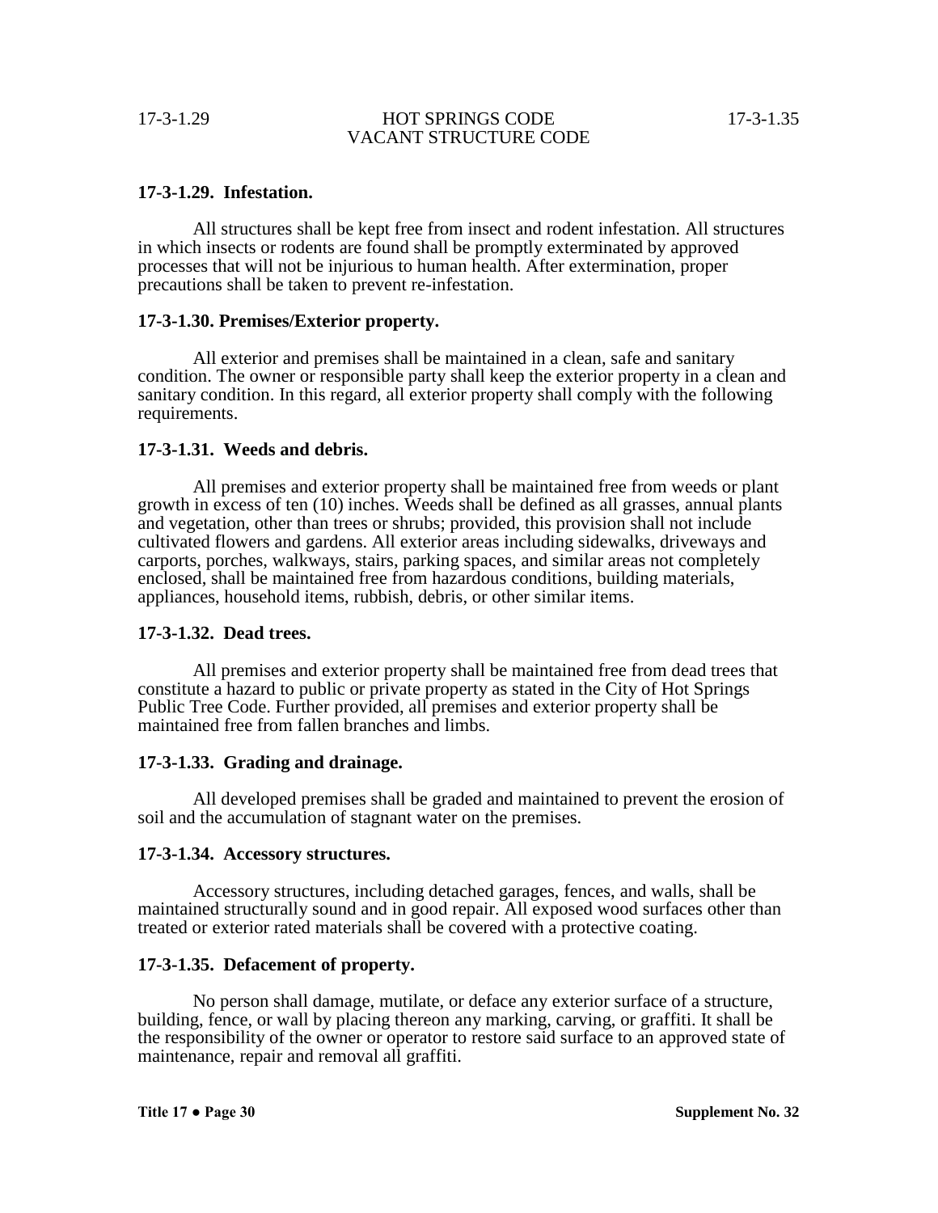**17-3-1.29. Infestation.**

All structures shall be kept free from insect and rodent infestation. All structures in which insects or rodents are found shall be promptly exterminated by approved processes that will not be injurious to human health. After extermination, proper precautions shall be taken to prevent re-infestation.

**17-3-1.30. Premises/Exterior property.**

All exterior and premises shall be maintained in a clean, safe and sanitary condition. The owner or responsible party shall keep the exterior property in a clean and sanitary condition. In this regard, all exterior property shall comply with the following requirements.

**17-3-1.31. Weeds and debris.**

All premises and exterior property shall be maintained free from weeds or plant growth in excess of ten (10) inches. Weeds shall be defined as all grasses, annual plants and vegetation, other than trees or shrubs; provided, this provision shall not include cultivated flowers and gardens. All exterior areas including sidewalks, driveways and carports, porches, walkways, stairs, parking spaces, and similar areas not completely enclosed, shall be maintained free from hazardous conditions, building materials, appliances, household items, rubbish, debris, or other similar items.

**17-3-1.32. Dead trees.**

All premises and exterior property shall be maintained free from dead trees that constitute a hazard to public or private property as stated in the City of Hot Springs Public Tree Code. Further provided, all premises and exterior property shall be maintained free from fallen branches and limbs.

**17-3-1.33. Grading and drainage.**

All developed premises shall be graded and maintained to prevent the erosion of soil and the accumulation of stagnant water on the premises.

**17-3-1.34. Accessory structures.**

Accessory structures, including detached garages, fences, and walls, shall be maintained structurally sound and in good repair. All exposed wood surfaces other than treated or exterior rated materials shall be covered with a protective coating.

**17-3-1.35. Defacement of property.**

No person shall damage, mutilate, or deface any exterior surface of a structure, building, fence, or wall by placing thereon any marking, carving, or graffiti. It shall be the responsibility of the owner or operator to restore said surface to an approved state of maintenance, repair and removal all graffiti.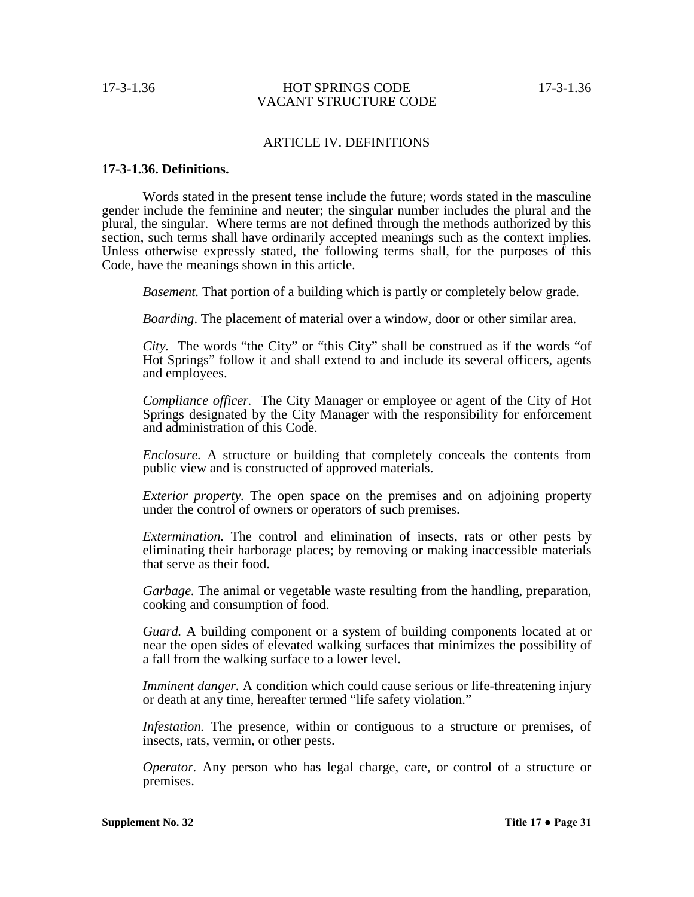## ARTICLE IV. DEFINITIONS

**17-3-1.36. Definitions.**

Words stated in the present tense include the future; words stated in the masculine gender include the feminine and neuter; the singular number includes the plural and the plural, the singular. Where terms are not defined through the methods authorized by this section, such terms shall have ordinarily accepted meanings such as the context implies. Unless otherwise expressly stated, the following terms shall, for the purposes of this Code, have the meanings shown in this article.

*Basement.* That portion of a building which is partly or completely below grade.

*Boarding*. The placement of material over a window, door or other similar area.

*City.* The words "the City" or "this City" shall be construed as if the words "of Hot Springs" follow it and shall extend to and include its several officers, agents and employees.

*Compliance officer.* The City Manager or employee or agent of the City of Hot Springs designated by the City Manager with the responsibility for enforcement and administration of this Code.

*Enclosure.* A structure or building that completely conceals the contents from public view and is constructed of approved materials.

*Exterior property*. The open space on the premises and on adjoining property under the control of owners or operators of such premises.

*Extermination.* The control and elimination of insects, rats or other pests by eliminating their harborage places; by removing or making inaccessible materials that serve as their food.

*Garbage.* The animal or vegetable waste resulting from the handling, preparation, cooking and consumption of food.

*Guard.* A building component or a system of building components located at or near the open sides of elevated walking surfaces that minimizes the possibility of a fall from the walking surface to a lower level.

*Imminent danger.* A condition which could cause serious or life-threatening injury or death at any time, hereafter termed "life safety violation."

*Infestation.* The presence, within or contiguous to a structure or premises, of insects, rats, vermin, or other pests.

*Operator.* Any person who has legal charge, care, or control of a structure or premises.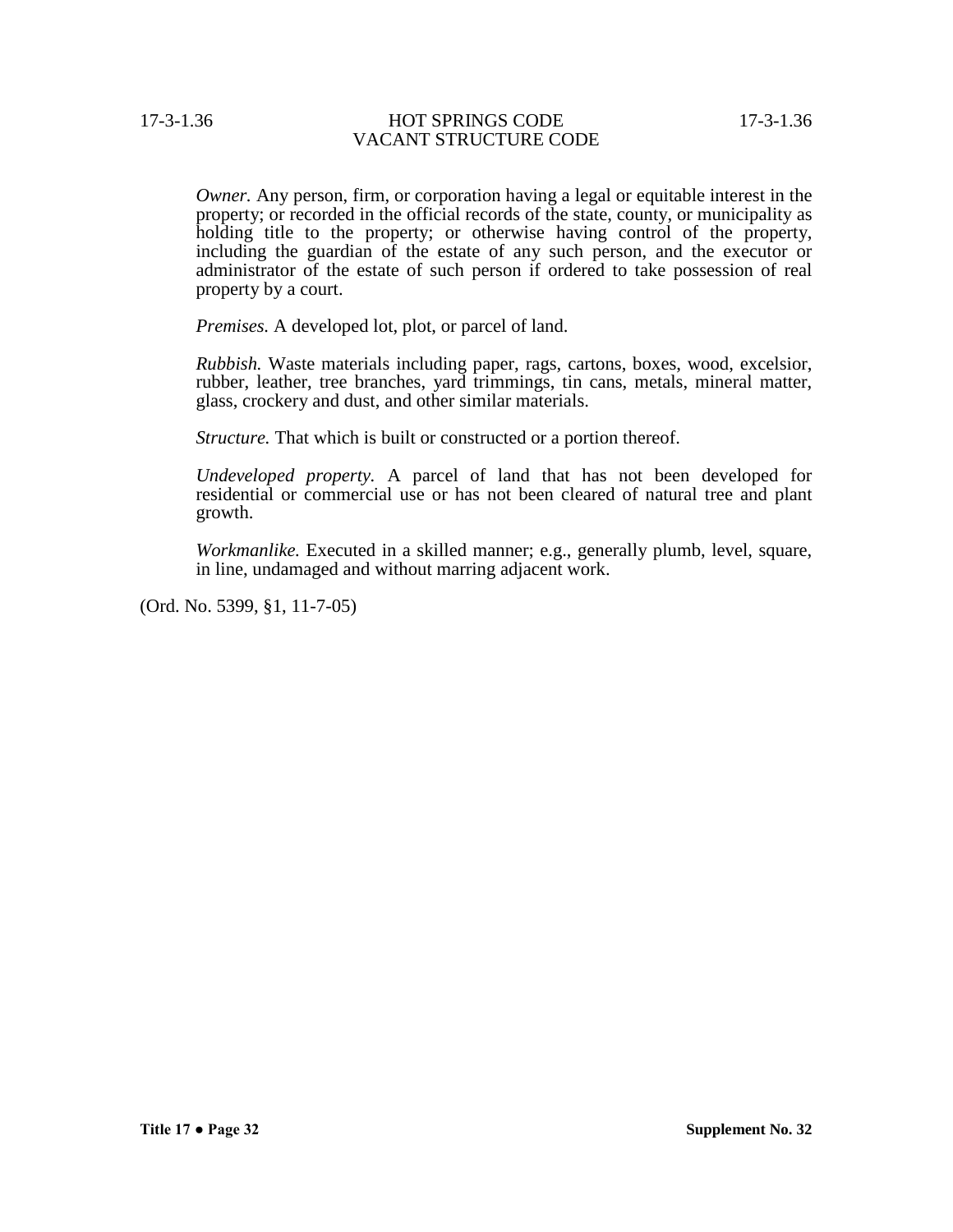*Owner.* Any person, firm, or corporation having a legal or equitable interest in the property; or recorded in the official records of the state, county, or municipality as holding title to the property; or otherwise having control of the property, including the guardian of the estate of any such person, and the executor or administrator of the estate of such person if ordered to take possession of real property by a court.

*Premises.* A developed lot, plot, or parcel of land.

*Rubbish.* Waste materials including paper, rags, cartons, boxes, wood, excelsior, rubber, leather, tree branches, yard trimmings, tin cans, metals, mineral matter, glass, crockery and dust, and other similar materials.

*Structure.* That which is built or constructed or a portion thereof.

*Undeveloped property.* A parcel of land that has not been developed for residential or commercial use or has not been cleared of natural tree and plant growth.

*Workmanlike.* Executed in a skilled manner; e.g., generally plumb, level, square, in line, undamaged and without marring adjacent work.

(Ord. No. 5399, §1, 11-7-05)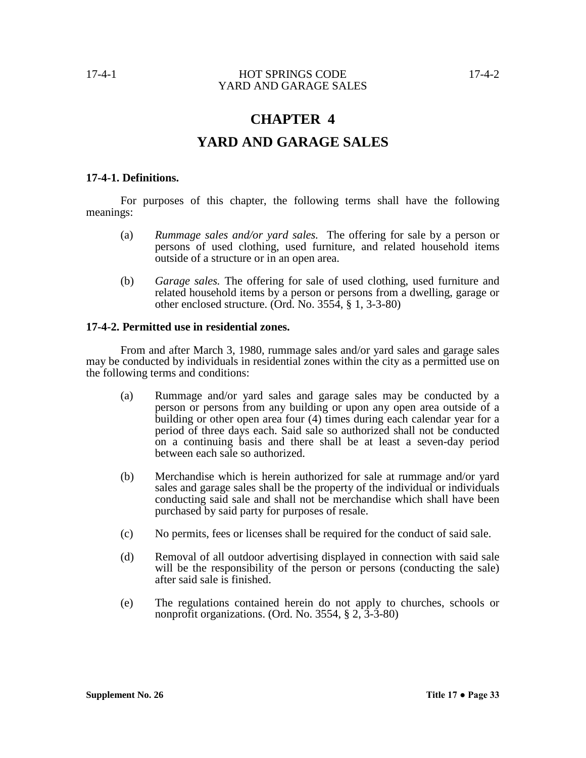# CHAPTER 4

# YARD AND GARAGE SALES

### 17-4-1. Definitions.

For purposes of this chapter, the following terms shall have the following meanings:

(a) *Rummage sales and/or yard sales.* The offering for sale by a person or persons of used clothing, used furniture, and related household items outside of a structure or in an open area.

(b) *Garage sales.* The offering for sale of used clothing, used furniture and related household items by a person or persons from a dwelling, garage or other enclosed structure. (Ord. No. 3554, § 1, 3-3-80)

### 17-4-2. Permitted use in residential zones.

From and after March 3, 1980, rummage sales and/or yard sales and garage sales may be conducted by individuals in residential zones within the city as a permitted use on the following terms and conditions:

(a) Rummage and/or yard sales and garage sales may be conducted by a person or persons from any building or upon any open area outside of a building or other open area four (4) times during each calendar year for a period of three days each. Said sale so authorized shall not be conducted on a continuing basis and there shall be at least a seven-day period between each sale so authorized.

(b) Merchandise which is herein authorized for sale at rummage and/or yard sales and garage sales shall be the property of the individual or individuals conducting said sale and shall not be merchandise which shall have been purchased by said party for purposes of resale.

(c) No permits, fees or licenses shall be required for the conduct of said sale.

(d) Removal of all outdoor advertising displayed in connection with said sale will be the responsibility of the person or persons (conducting the sale) after said sale is finished.

(e) The regulations contained herein do not apply to churches, schools or nonprofit organizations. (Ord. No. 3554, § 2, 3-3-80)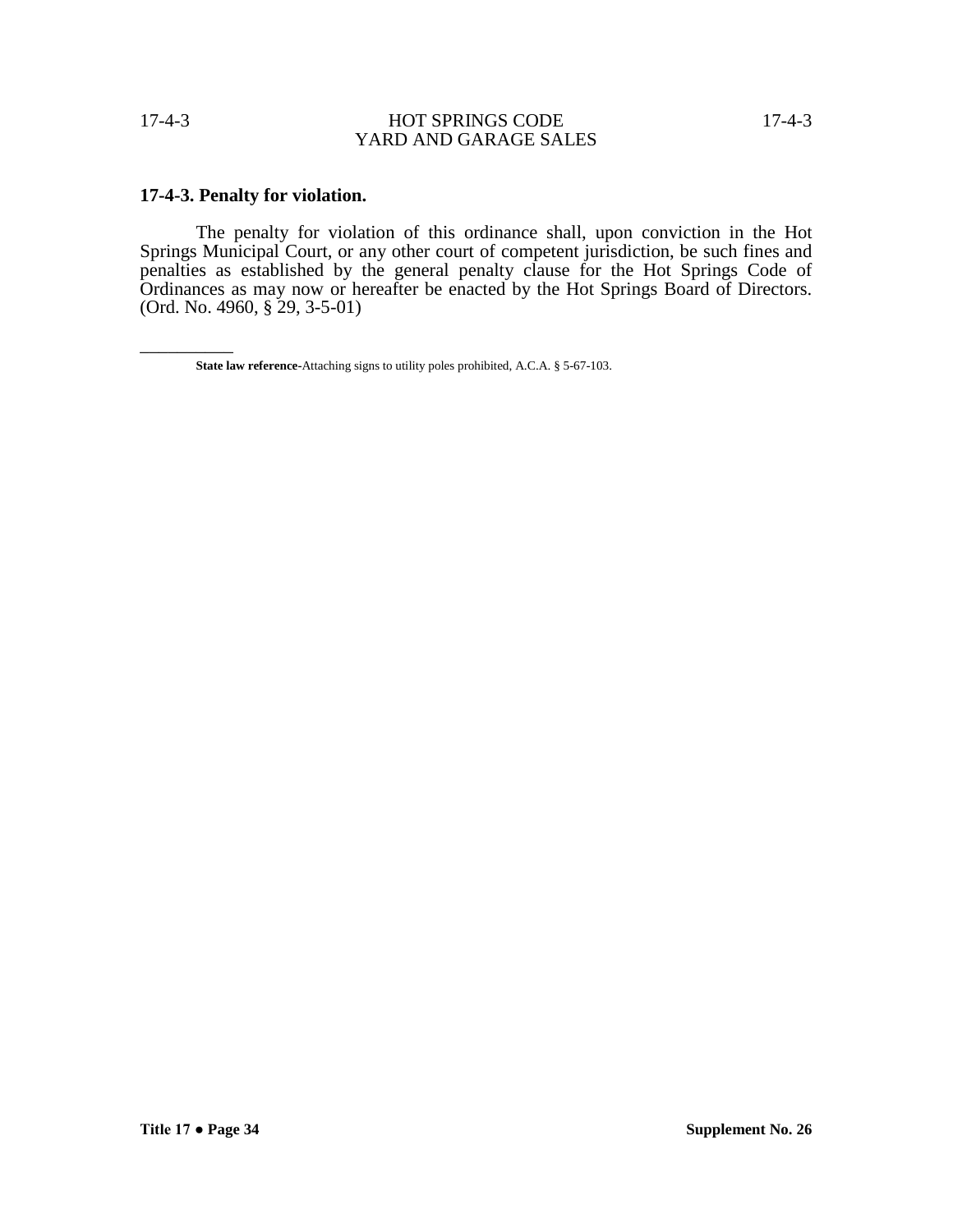**17-4-3. Penalty for violation.**

The penalty for violation of this ordinance shall, upon conviction in the Hot Springs Municipal Court, or any other court of competent jurisdiction, be such fines and penalties as established by the general penalty clause for the Hot Springs Code of Ordinances as may now or hereafter be enacted by the Hot Springs Board of Directors. (Ord. No. 4960, § 29, 3-5-01)

---

**State law reference-**Attaching signs to utility poles prohibited, A.C.A. § 5-67-103.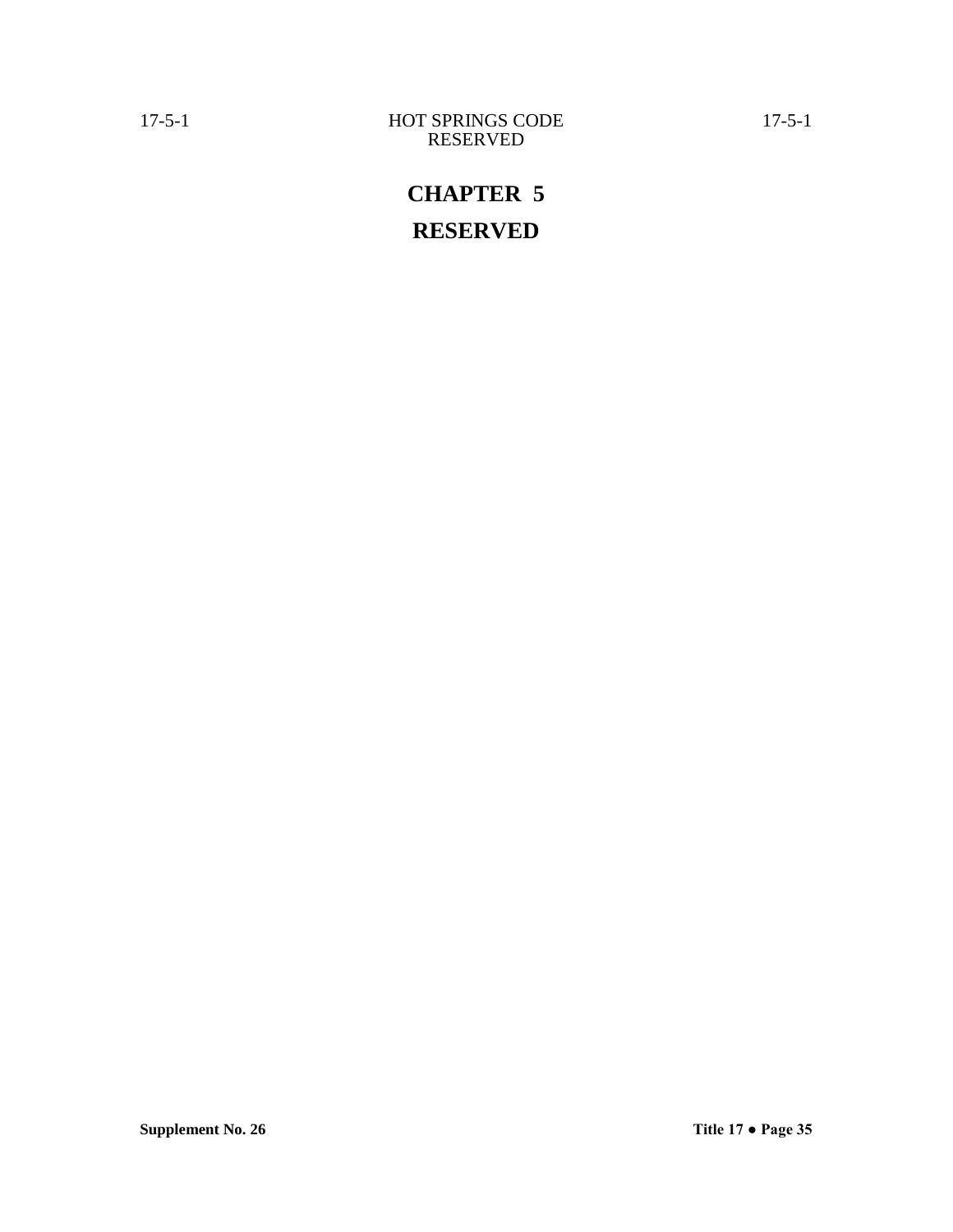# CHAPTER 5

# RESERVED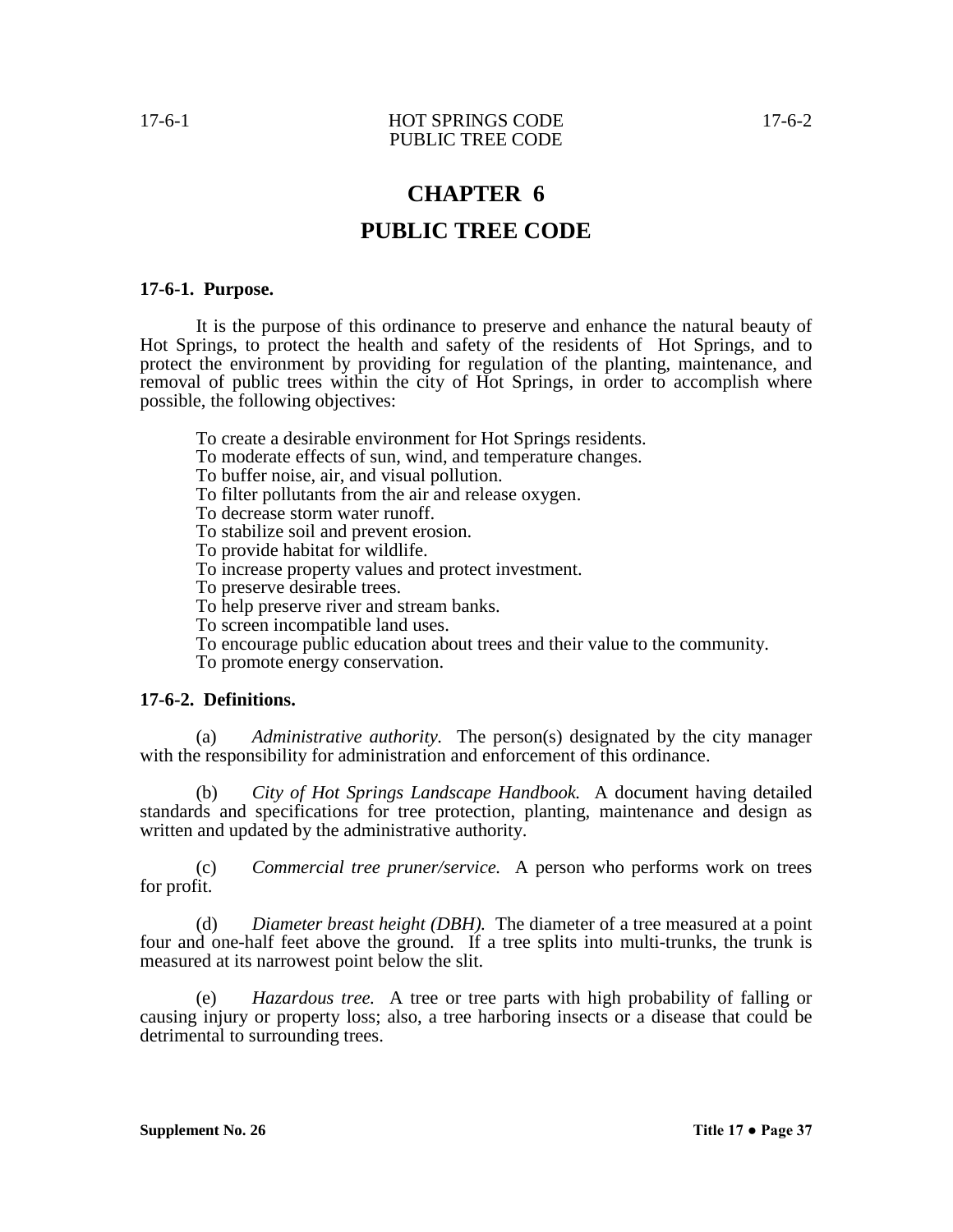# CHAPTER 6

# PUBLIC TREE CODE

**17-6-1. Purpose.**

It is the purpose of this ordinance to preserve and enhance the natural beauty of Hot Springs, to protect the health and safety of the residents of Hot Springs, and to protect the environment by providing for regulation of the planting, maintenance, and removal of public trees within the city of Hot Springs, in order to accomplish where possible, the following objectives:

To create a desirable environment for Hot Springs residents.
To moderate effects of sun, wind, and temperature changes.
To buffer noise, air, and visual pollution.
To filter pollutants from the air and release oxygen.
To decrease storm water runoff.
To stabilize soil and prevent erosion.
To provide habitat for wildlife.
To increase property values and protect investment.
To preserve desirable trees.
To help preserve river and stream banks.
To screen incompatible land uses.
To encourage public education about trees and their value to the community.
To promote energy conservation.

**17-6-2. Definitions.**

(a) *Administrative authority.* The person(s) designated by the city manager with the responsibility for administration and enforcement of this ordinance.

(b) *City of Hot Springs Landscape Handbook.* A document having detailed standards and specifications for tree protection, planting, maintenance and design as written and updated by the administrative authority.

(c) *Commercial tree pruner/service.* A person who performs work on trees for profit.

(d) *Diameter breast height (DBH).* The diameter of a tree measured at a point four and one-half feet above the ground. If a tree splits into multi-trunks, the trunk is measured at its narrowest point below the slit.

(e) *Hazardous tree.* A tree or tree parts with high probability of falling or causing injury or property loss; also, a tree harboring insects or a disease that could be detrimental to surrounding trees.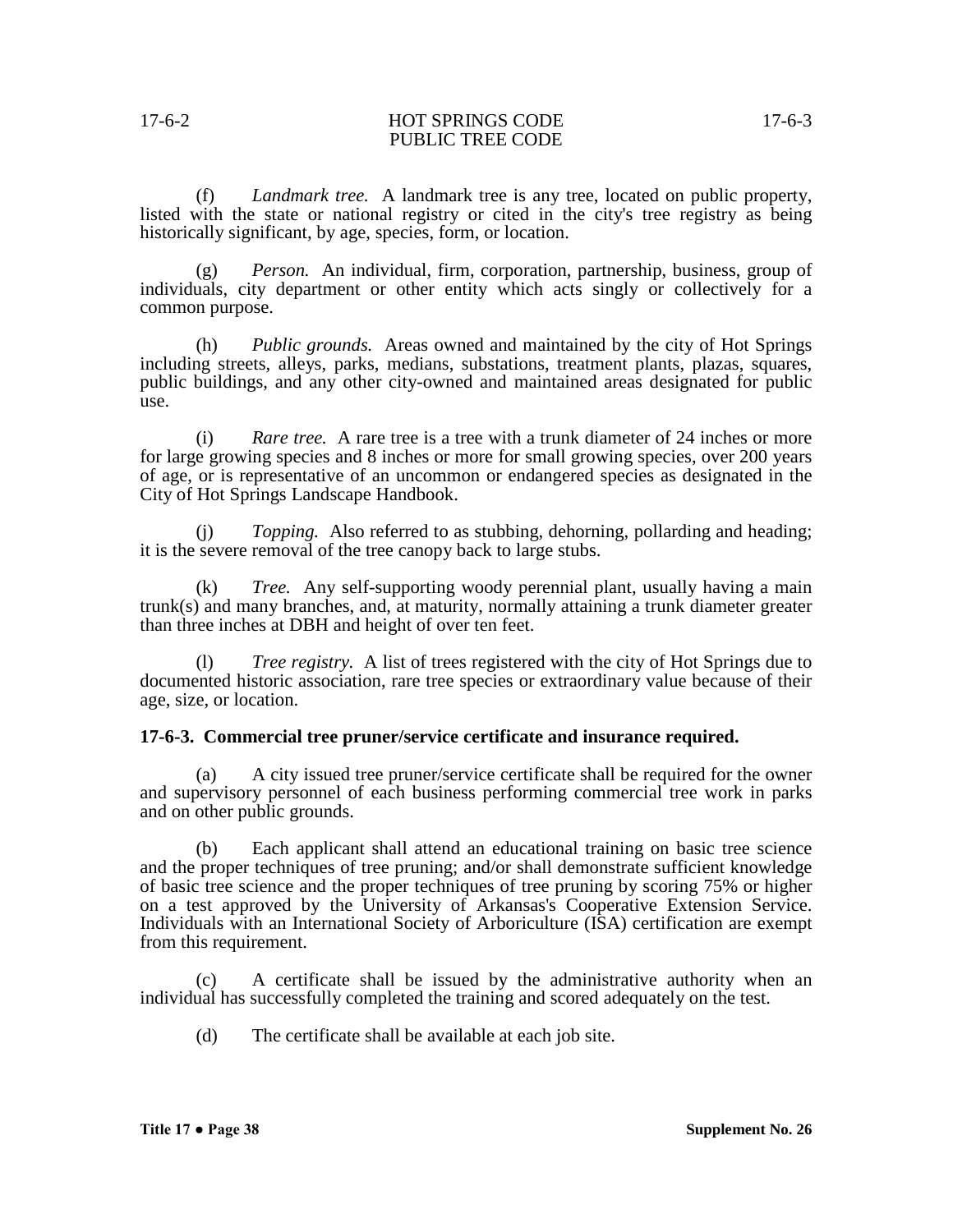(f) *Landmark tree.* A landmark tree is any tree, located on public property, listed with the state or national registry or cited in the city's tree registry as being historically significant, by age, species, form, or location.

(g) *Person.* An individual, firm, corporation, partnership, business, group of individuals, city department or other entity which acts singly or collectively for a common purpose.

(h) *Public grounds.* Areas owned and maintained by the city of Hot Springs including streets, alleys, parks, medians, substations, treatment plants, plazas, squares, public buildings, and any other city-owned and maintained areas designated for public use.

(i) *Rare tree.* A rare tree is a tree with a trunk diameter of 24 inches or more for large growing species and 8 inches or more for small growing species, over 200 years of age, or is representative of an uncommon or endangered species as designated in the City of Hot Springs Landscape Handbook.

(j) *Topping.* Also referred to as stubbing, dehorning, pollarding and heading; it is the severe removal of the tree canopy back to large stubs.

(k) *Tree.* Any self-supporting woody perennial plant, usually having a main trunk(s) and many branches, and, at maturity, normally attaining a trunk diameter greater than three inches at DBH and height of over ten feet.

(l) *Tree registry.* A list of trees registered with the city of Hot Springs due to documented historic association, rare tree species or extraordinary value because of their age, size, or location.

**17-6-3. Commercial tree pruner/service certificate and insurance required.**

(a) A city issued tree pruner/service certificate shall be required for the owner and supervisory personnel of each business performing commercial tree work in parks and on other public grounds.

(b) Each applicant shall attend an educational training on basic tree science and the proper techniques of tree pruning; and/or shall demonstrate sufficient knowledge of basic tree science and the proper techniques of tree pruning by scoring 75% or higher on a test approved by the University of Arkansas's Cooperative Extension Service. Individuals with an International Society of Arboriculture (ISA) certification are exempt from this requirement.

(c) A certificate shall be issued by the administrative authority when an individual has successfully completed the training and scored adequately on the test.

(d) The certificate shall be available at each job site.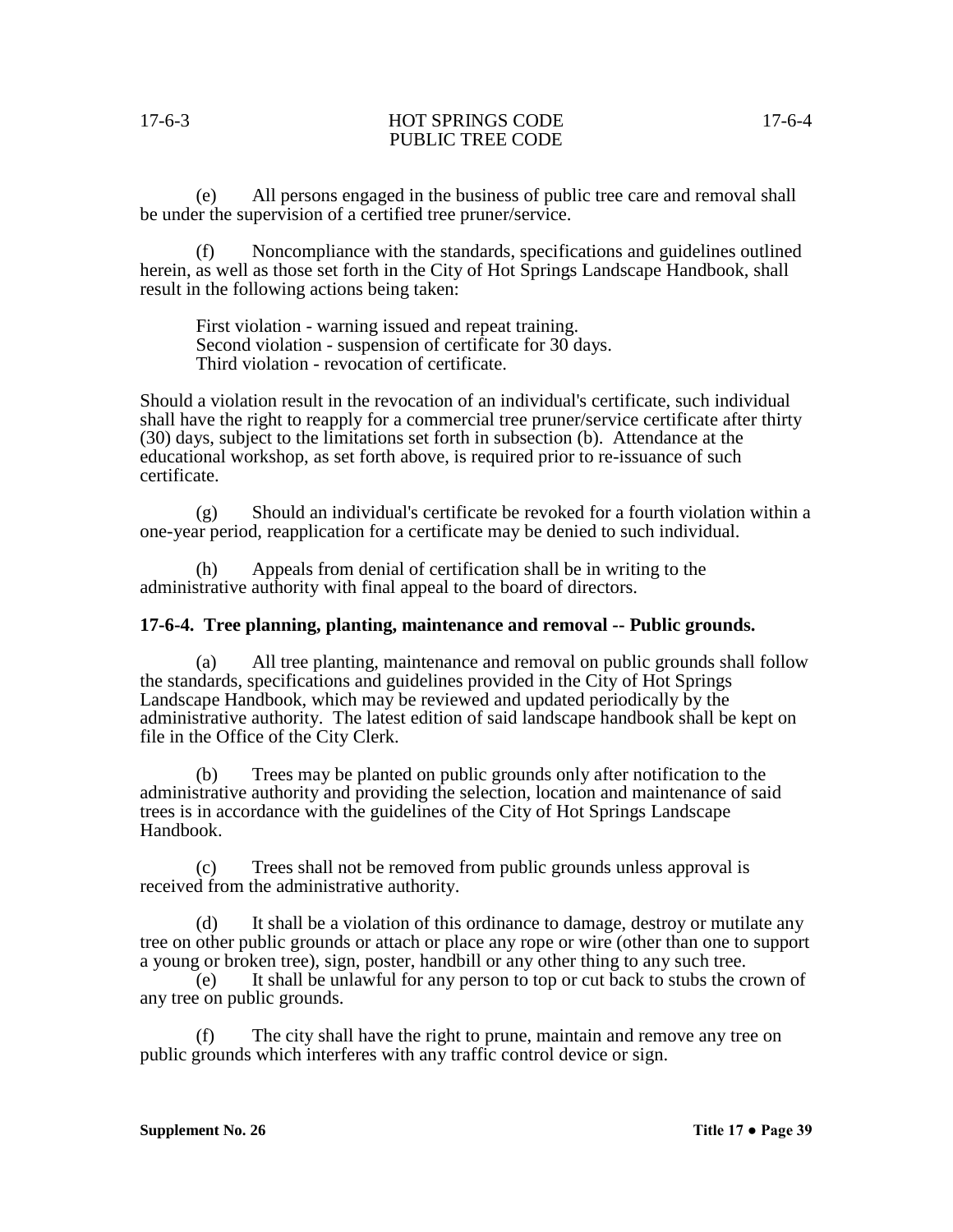(e) All persons engaged in the business of public tree care and removal shall be under the supervision of a certified tree pruner/service.

(f) Noncompliance with the standards, specifications and guidelines outlined herein, as well as those set forth in the City of Hot Springs Landscape Handbook, shall result in the following actions being taken:

First violation - warning issued and repeat training.
Second violation - suspension of certificate for 30 days.
Third violation - revocation of certificate.

Should a violation result in the revocation of an individual's certificate, such individual shall have the right to reapply for a commercial tree pruner/service certificate after thirty (30) days, subject to the limitations set forth in subsection (b). Attendance at the educational workshop, as set forth above, is required prior to re-issuance of such certificate.

(g) Should an individual's certificate be revoked for a fourth violation within a one-year period, reapplication for a certificate may be denied to such individual.

(h) Appeals from denial of certification shall be in writing to the administrative authority with final appeal to the board of directors.

**17-6-4. Tree planning, planting, maintenance and removal -- Public grounds.**

(a) All tree planting, maintenance and removal on public grounds shall follow the standards, specifications and guidelines provided in the City of Hot Springs Landscape Handbook, which may be reviewed and updated periodically by the administrative authority. The latest edition of said landscape handbook shall be kept on file in the Office of the City Clerk.

(b) Trees may be planted on public grounds only after notification to the administrative authority and providing the selection, location and maintenance of said trees is in accordance with the guidelines of the City of Hot Springs Landscape Handbook.

(c) Trees shall not be removed from public grounds unless approval is received from the administrative authority.

(d) It shall be a violation of this ordinance to damage, destroy or mutilate any tree on other public grounds or attach or place any rope or wire (other than one to support a young or broken tree), sign, poster, handbill or any other thing to any such tree.

(e) It shall be unlawful for any person to top or cut back to stubs the crown of any tree on public grounds.

(f) The city shall have the right to prune, maintain and remove any tree on public grounds which interferes with any traffic control device or sign.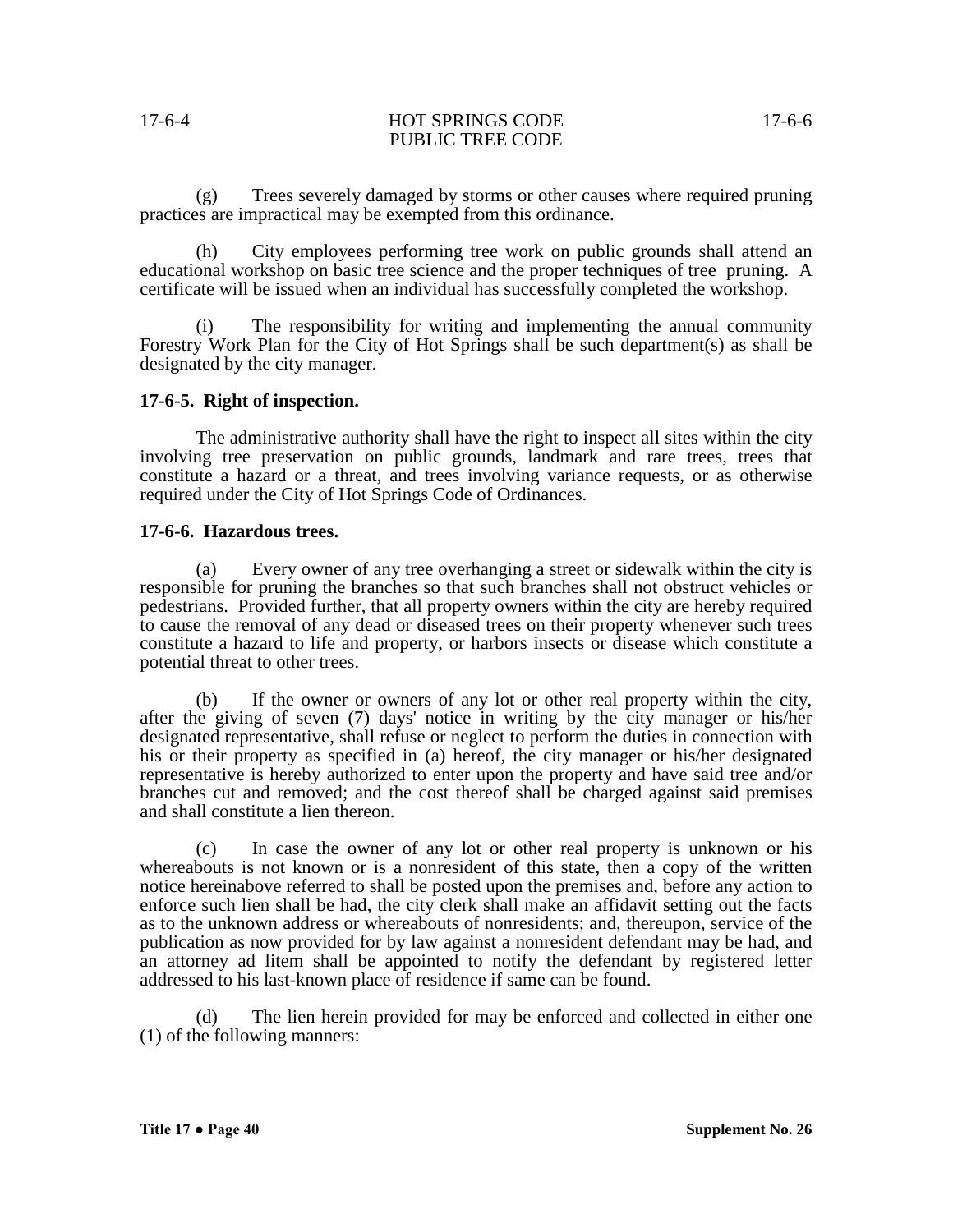(g) Trees severely damaged by storms or other causes where required pruning practices are impractical may be exempted from this ordinance.

(h) City employees performing tree work on public grounds shall attend an educational workshop on basic tree science and the proper techniques of tree pruning. A certificate will be issued when an individual has successfully completed the workshop.

(i) The responsibility for writing and implementing the annual community Forestry Work Plan for the City of Hot Springs shall be such department(s) as shall be designated by the city manager.

**17-6-5. Right of inspection.**

The administrative authority shall have the right to inspect all sites within the city involving tree preservation on public grounds, landmark and rare trees, trees that constitute a hazard or a threat, and trees involving variance requests, or as otherwise required under the City of Hot Springs Code of Ordinances.

**17-6-6. Hazardous trees.**

(a) Every owner of any tree overhanging a street or sidewalk within the city is responsible for pruning the branches so that such branches shall not obstruct vehicles or pedestrians. Provided further, that all property owners within the city are hereby required to cause the removal of any dead or diseased trees on their property whenever such trees constitute a hazard to life and property, or harbors insects or disease which constitute a potential threat to other trees.

(b) If the owner or owners of any lot or other real property within the city, after the giving of seven (7) days' notice in writing by the city manager or his/her designated representative, shall refuse or neglect to perform the duties in connection with his or their property as specified in (a) hereof, the city manager or his/her designated representative is hereby authorized to enter upon the property and have said tree and/or branches cut and removed; and the cost thereof shall be charged against said premises and shall constitute a lien thereon.

(c) In case the owner of any lot or other real property is unknown or his whereabouts is not known or is a nonresident of this state, then a copy of the written notice hereinabove referred to shall be posted upon the premises and, before any action to enforce such lien shall be had, the city clerk shall make an affidavit setting out the facts as to the unknown address or whereabouts of nonresidents; and, thereupon, service of the publication as now provided for by law against a nonresident defendant may be had, and an attorney ad litem shall be appointed to notify the defendant by registered letter addressed to his last-known place of residence if same can be found.

(d) The lien herein provided for may be enforced and collected in either one (1) of the following manners: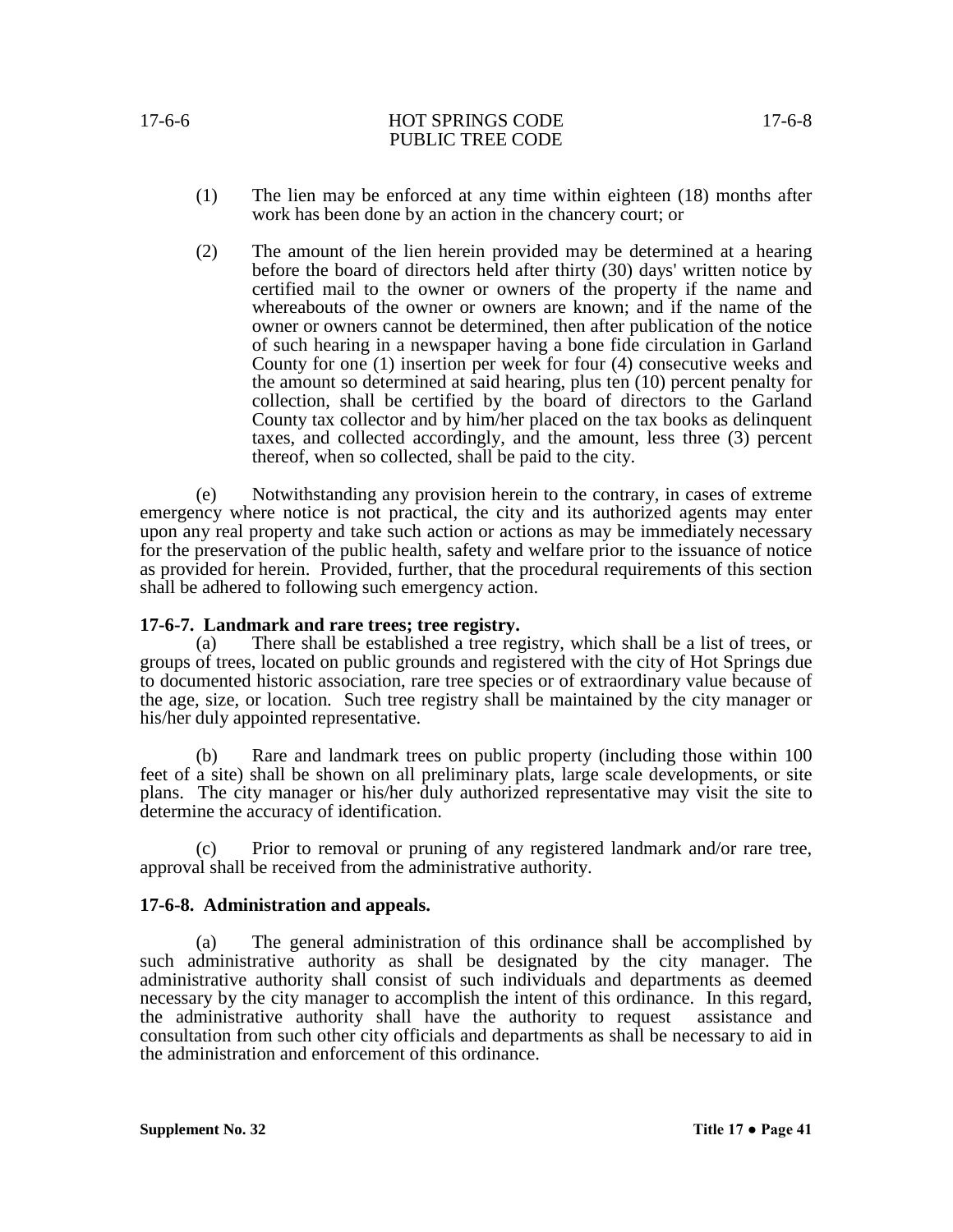(1) The lien may be enforced at any time within eighteen (18) months after work has been done by an action in the chancery court; or

(2) The amount of the lien herein provided may be determined at a hearing before the board of directors held after thirty (30) days' written notice by certified mail to the owner or owners of the property if the name and whereabouts of the owner or owners are known; and if the name of the owner or owners cannot be determined, then after publication of the notice of such hearing in a newspaper having a bone fide circulation in Garland County for one (1) insertion per week for four (4) consecutive weeks and the amount so determined at said hearing, plus ten (10) percent penalty for collection, shall be certified by the board of directors to the Garland County tax collector and by him/her placed on the tax books as delinquent taxes, and collected accordingly, and the amount, less three (3) percent thereof, when so collected, shall be paid to the city.

(e) Notwithstanding any provision herein to the contrary, in cases of extreme emergency where notice is not practical, the city and its authorized agents may enter upon any real property and take such action or actions as may be immediately necessary for the preservation of the public health, safety and welfare prior to the issuance of notice as provided for herein. Provided, further, that the procedural requirements of this section shall be adhered to following such emergency action.

**17-6-7. Landmark and rare trees; tree registry.**

(a) There shall be established a tree registry, which shall be a list of trees, or groups of trees, located on public grounds and registered with the city of Hot Springs due to documented historic association, rare tree species or of extraordinary value because of the age, size, or location. Such tree registry shall be maintained by the city manager or his/her duly appointed representative.

(b) Rare and landmark trees on public property (including those within 100 feet of a site) shall be shown on all preliminary plats, large scale developments, or site plans. The city manager or his/her duly authorized representative may visit the site to determine the accuracy of identification.

(c) Prior to removal or pruning of any registered landmark and/or rare tree, approval shall be received from the administrative authority.

**17-6-8. Administration and appeals.**

(a) The general administration of this ordinance shall be accomplished by such administrative authority as shall be designated by the city manager. The administrative authority shall consist of such individuals and departments as deemed necessary by the city manager to accomplish the intent of this ordinance. In this regard, the administrative authority shall have the authority to request assistance and consultation from such other city officials and departments as shall be necessary to aid in the administration and enforcement of this ordinance.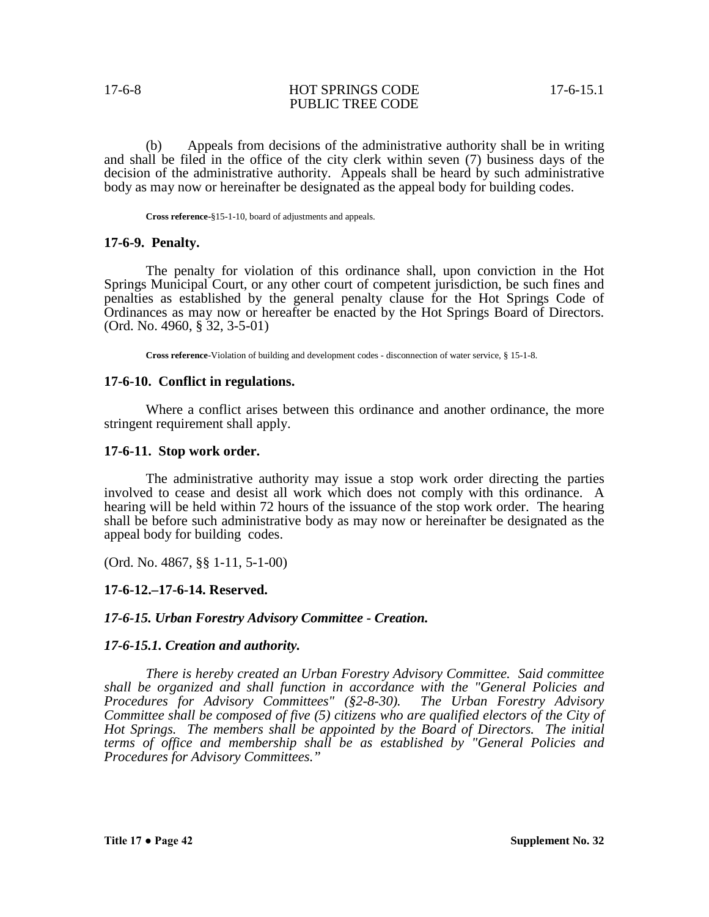(b) Appeals from decisions of the administrative authority shall be in writing and shall be filed in the office of the city clerk within seven (7) business days of the decision of the administrative authority. Appeals shall be heard by such administrative body as may now or hereinafter be designated as the appeal body for building codes.

**Cross reference**-§15-1-10, board of adjustments and appeals.

### 17-6-9. Penalty.

The penalty for violation of this ordinance shall, upon conviction in the Hot Springs Municipal Court, or any other court of competent jurisdiction, be such fines and penalties as established by the general penalty clause for the Hot Springs Code of Ordinances as may now or hereafter be enacted by the Hot Springs Board of Directors. (Ord. No. 4960, § 32, 3-5-01)

**Cross reference**-Violation of building and development codes - disconnection of water service, § 15-1-8.

### 17-6-10. Conflict in regulations.

Where a conflict arises between this ordinance and another ordinance, the more stringent requirement shall apply.

### 17-6-11. Stop work order.

The administrative authority may issue a stop work order directing the parties involved to cease and desist all work which does not comply with this ordinance. A hearing will be held within 72 hours of the issuance of the stop work order. The hearing shall be before such administrative body as may now or hereinafter be designated as the appeal body for building codes.

(Ord. No. 4867, §§ 1-11, 5-1-00)

### 17-6-12.–17-6-14. Reserved.

### *17-6-15. Urban Forestry Advisory Committee - Creation.*

### *17-6-15.1. Creation and authority.*

*There is hereby created an Urban Forestry Advisory Committee. Said committee shall be organized and shall function in accordance with the "General Policies and Procedures for Advisory Committees" (§2-8-30). The Urban Forestry Advisory Committee shall be composed of five (5) citizens who are qualified electors of the City of Hot Springs. The members shall be appointed by the Board of Directors. The initial terms of office and membership shall be as established by "General Policies and Procedures for Advisory Committees."*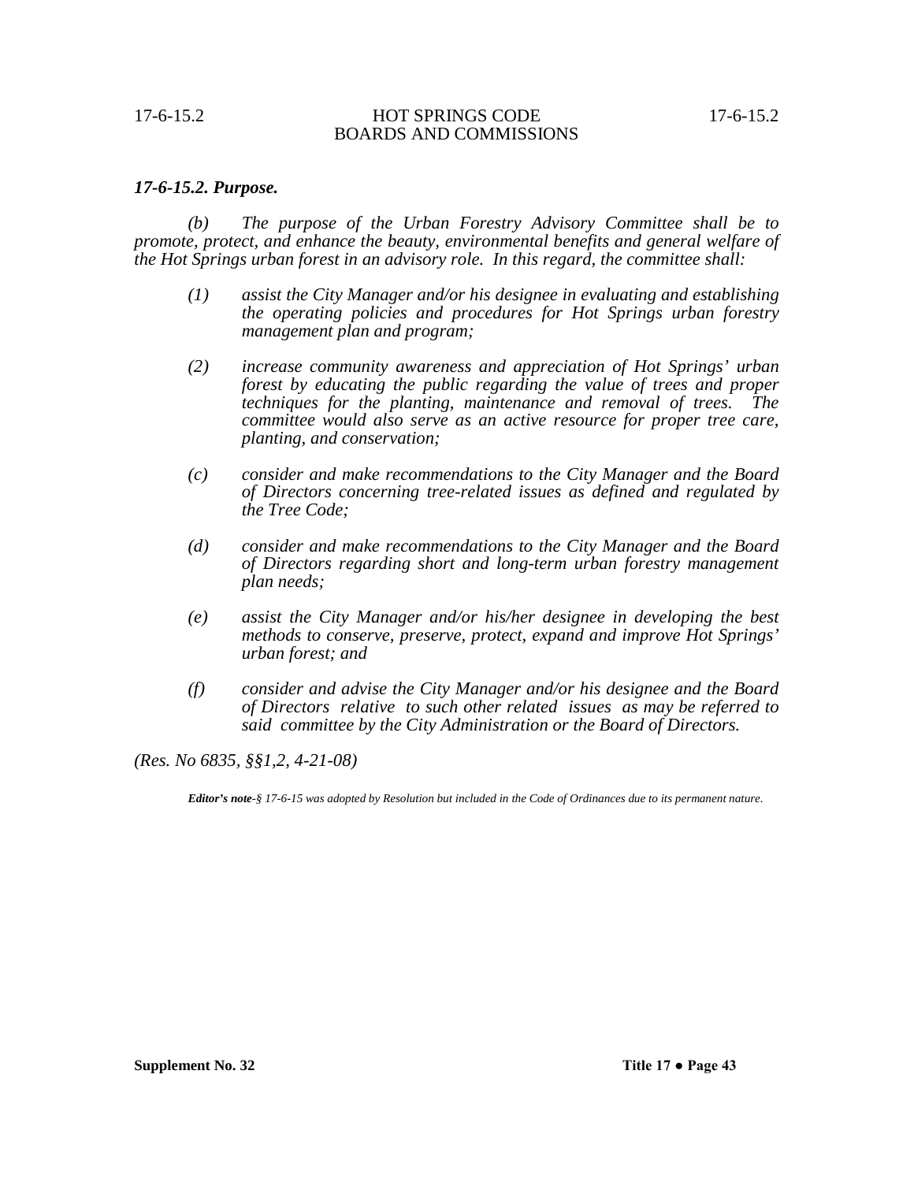### *17-6-15.2. Purpose.*

*(b) The purpose of the Urban Forestry Advisory Committee shall be to promote, protect, and enhance the beauty, environmental benefits and general welfare of the Hot Springs urban forest in an advisory role. In this regard, the committee shall:*

*(1) assist the City Manager and/or his designee in evaluating and establishing the operating policies and procedures for Hot Springs urban forestry management plan and program;*

*(2) increase community awareness and appreciation of Hot Springs' urban forest by educating the public regarding the value of trees and proper techniques for the planting, maintenance and removal of trees. The committee would also serve as an active resource for proper tree care, planting, and conservation;*

*(c) consider and make recommendations to the City Manager and the Board of Directors concerning tree-related issues as defined and regulated by the Tree Code;*

*(d) consider and make recommendations to the City Manager and the Board of Directors regarding short and long-term urban forestry management plan needs;*

*(e) assist the City Manager and/or his/her designee in developing the best methods to conserve, preserve, protect, expand and improve Hot Springs' urban forest; and*

*(f) consider and advise the City Manager and/or his designee and the Board of Directors relative to such other related issues as may be referred to said committee by the City Administration or the Board of Directors.*

*(Res. No 6835, §§1,2, 4-21-08)*

***Editor's note****-§ 17-6-15 was adopted by Resolution but included in the Code of Ordinances due to its permanent nature.*